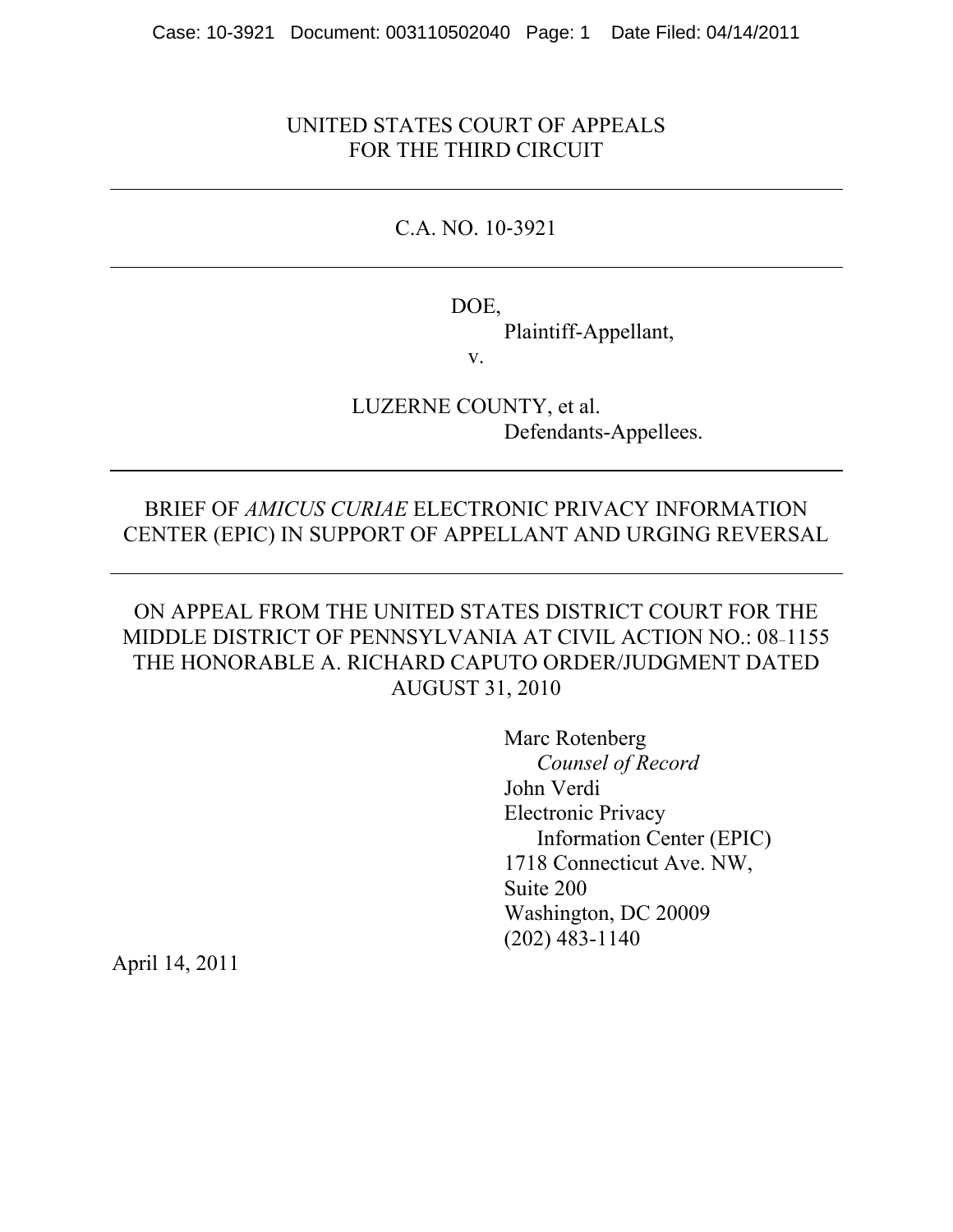UNITED STATES COURT OF APPEALS
FOR THE THIRD CIRCUIT

---

C.A. NO. 10-3921

---

DOE,
Plaintiff-Appellant,
v.

LUZERNE COUNTY, et al.
Defendants-Appellees.

---

BRIEF OF *AMICUS CURIAE* ELECTRONIC PRIVACY INFORMATION CENTER (EPIC) IN SUPPORT OF APPELLANT AND URGING REVERSAL

---

ON APPEAL FROM THE UNITED STATES DISTRICT COURT FOR THE MIDDLE DISTRICT OF PENNSYLVANIA AT CIVIL ACTION NO.: 08-1155 THE HONORABLE A. RICHARD CAPUTO ORDER/JUDGMENT DATED AUGUST 31, 2010

Marc Rotenberg
*Counsel of Record*
John Verdi
Electronic Privacy
Information Center (EPIC)
1718 Connecticut Ave. NW,
Suite 200
Washington, DC 20009
(202) 483-1140

April 14, 2011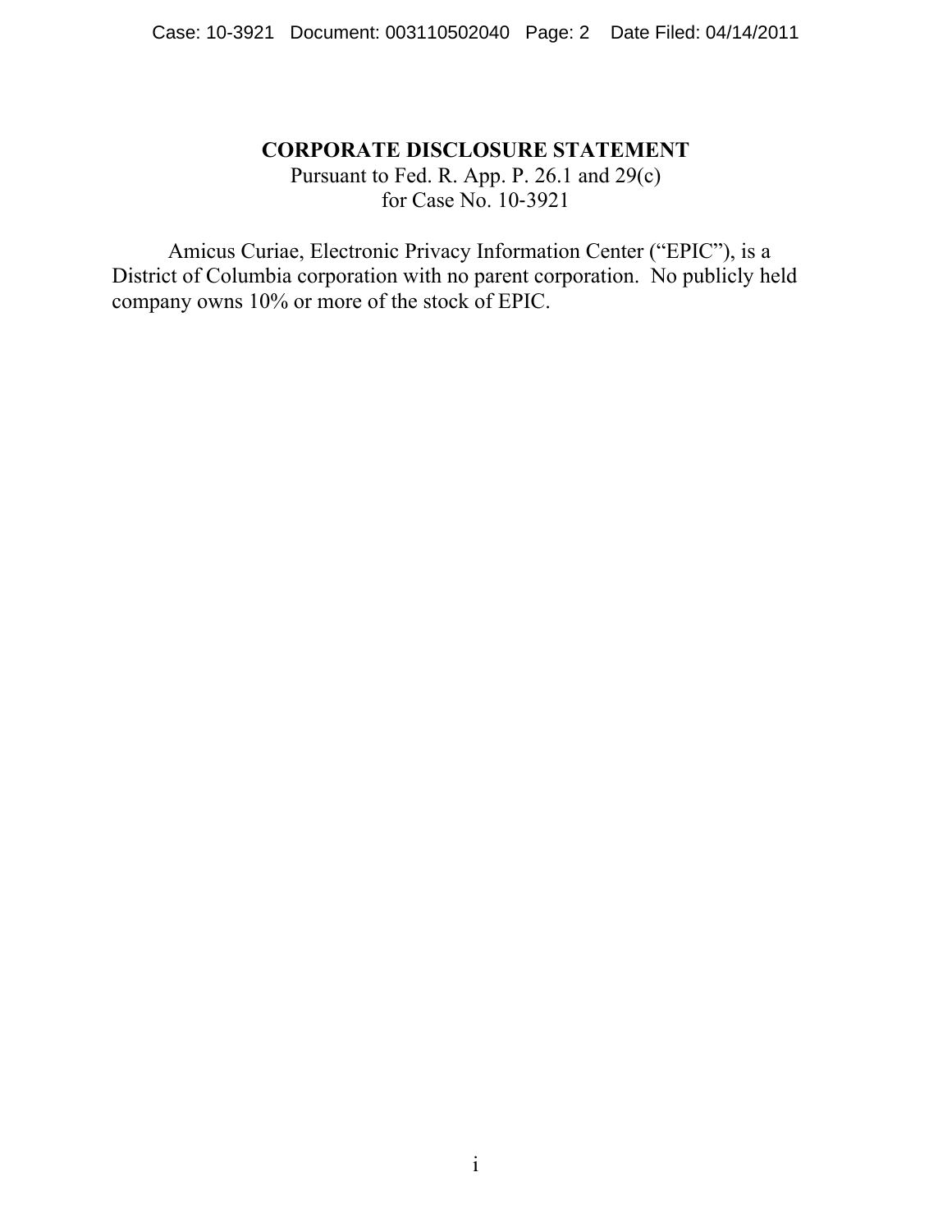# CORPORATE DISCLOSURE STATEMENT

Pursuant to Fed. R. App. P. 26.1 and 29(c)
for Case No. 10-3921

Amicus Curiae, Electronic Privacy Information Center ("EPIC"), is a District of Columbia corporation with no parent corporation. No publicly held company owns 10% or more of the stock of EPIC.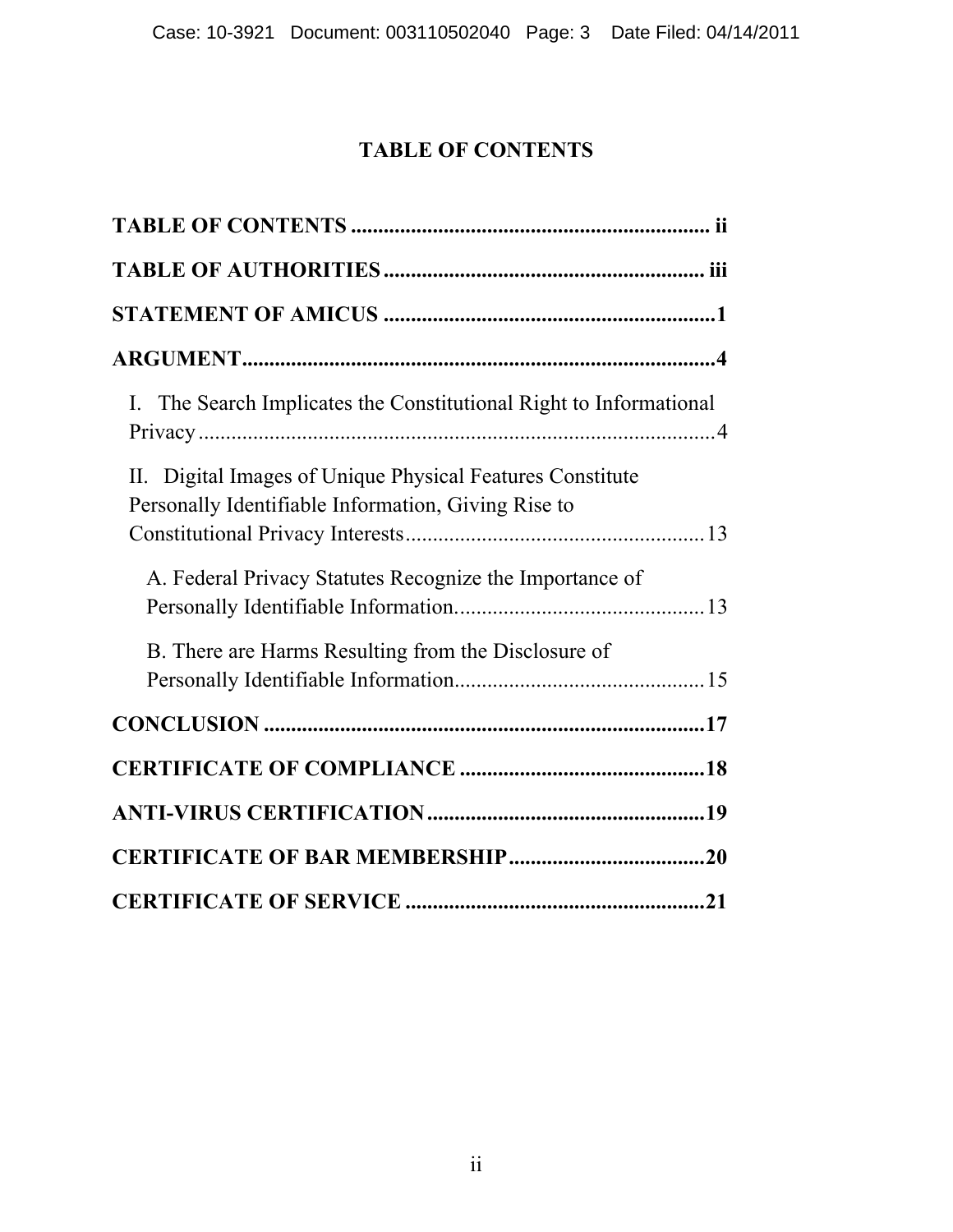# TABLE OF CONTENTS

**TABLE OF CONTENTS** .................................................................. **ii**

**TABLE OF AUTHORITIES** ........................................................... **iii**

**STATEMENT OF AMICUS** .............................................................**1**

**ARGUMENT**.......................................................................................**4**

I. The Search Implicates the Constitutional Right to Informational Privacy ................................................................................................4

II. Digital Images of Unique Physical Features Constitute Personally Identifiable Information, Giving Rise to Constitutional Privacy Interests.......................................................13

A. Federal Privacy Statutes Recognize the Importance of Personally Identifiable Information..............................................13

B. There are Harms Resulting from the Disclosure of Personally Identifiable Information..............................................15

**CONCLUSION** ..................................................................................**17**

**CERTIFICATE OF COMPLIANCE** .............................................**18**

**ANTI-VIRUS CERTIFICATION**....................................................**19**

**CERTIFICATE OF BAR MEMBERSHIP**.....................................**20**

**CERTIFICATE OF SERVICE** .......................................................**21**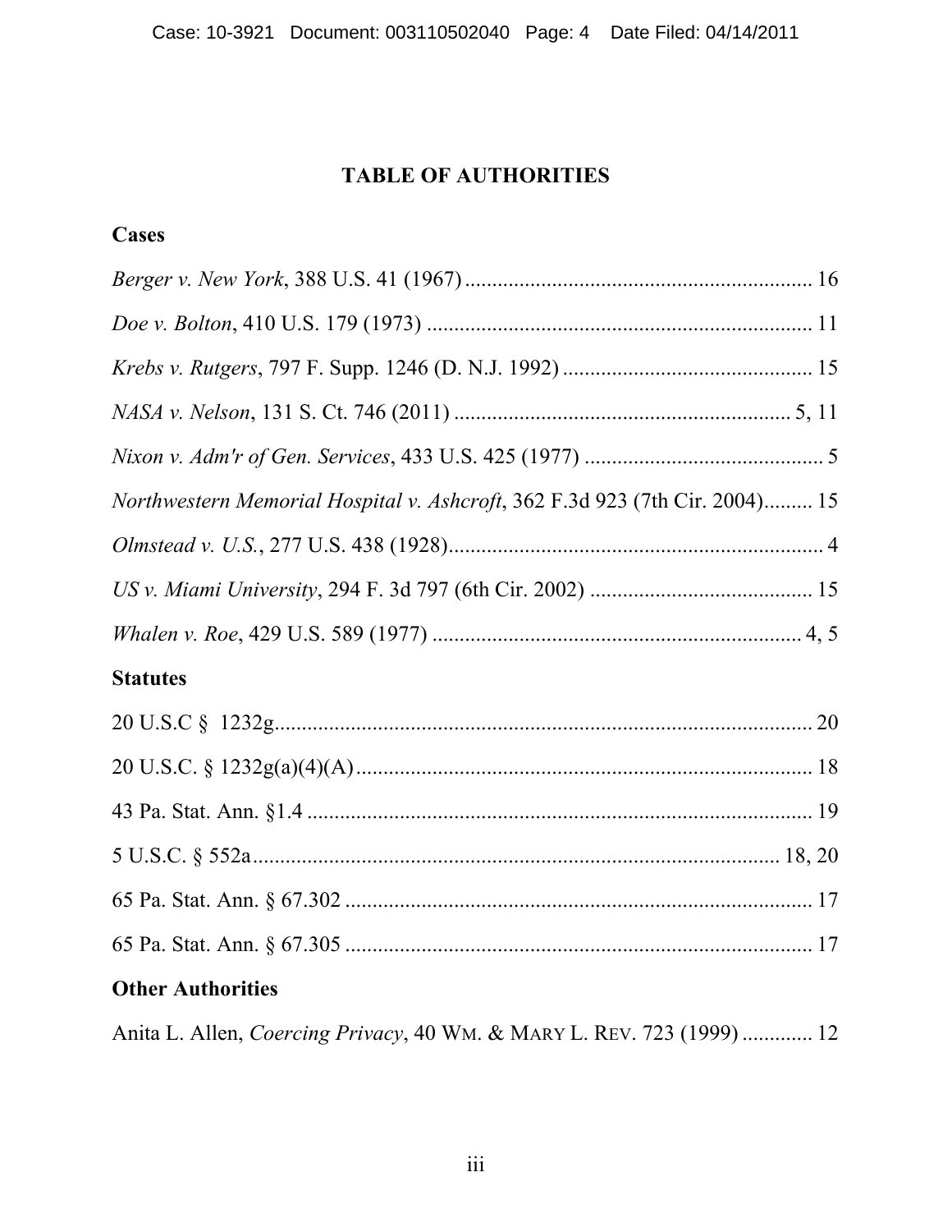# TABLE OF AUTHORITIES

## Cases

*Berger v. New York*, 388 U.S. 41 (1967) ................................................................ 16

*Doe v. Bolton*, 410 U.S. 179 (1973) ....................................................................... 11

*Krebs v. Rutgers*, 797 F. Supp. 1246 (D. N.J. 1992) .............................................. 15

*NASA v. Nelson*, 131 S. Ct. 746 (2011) .............................................................. 5, 11

*Nixon v. Adm'r of Gen. Services*, 433 U.S. 425 (1977) ............................................ 5

*Northwestern Memorial Hospital v. Ashcroft*, 362 F.3d 923 (7th Cir. 2004)......... 15

*Olmstead v. U.S.*, 277 U.S. 438 (1928)..................................................................... 4

*US v. Miami University*, 294 F. 3d 797 (6th Cir. 2002) ......................................... 15

*Whalen v. Roe*, 429 U.S. 589 (1977) .................................................................... 4, 5

## Statutes

20 U.S.C § 1232g.................................................................................................. 20

20 U.S.C. § 1232g(a)(4)(A).................................................................................... 18

43 Pa. Stat. Ann. §1.4 ............................................................................................. 19

5 U.S.C. § 552a.................................................................................................. 18, 20

65 Pa. Stat. Ann. § 67.302 ...................................................................................... 17

65 Pa. Stat. Ann. § 67.305 ...................................................................................... 17

## Other Authorities

Anita L. Allen, *Coercing Privacy*, 40 WM. & MARY L. REV. 723 (1999) ............. 12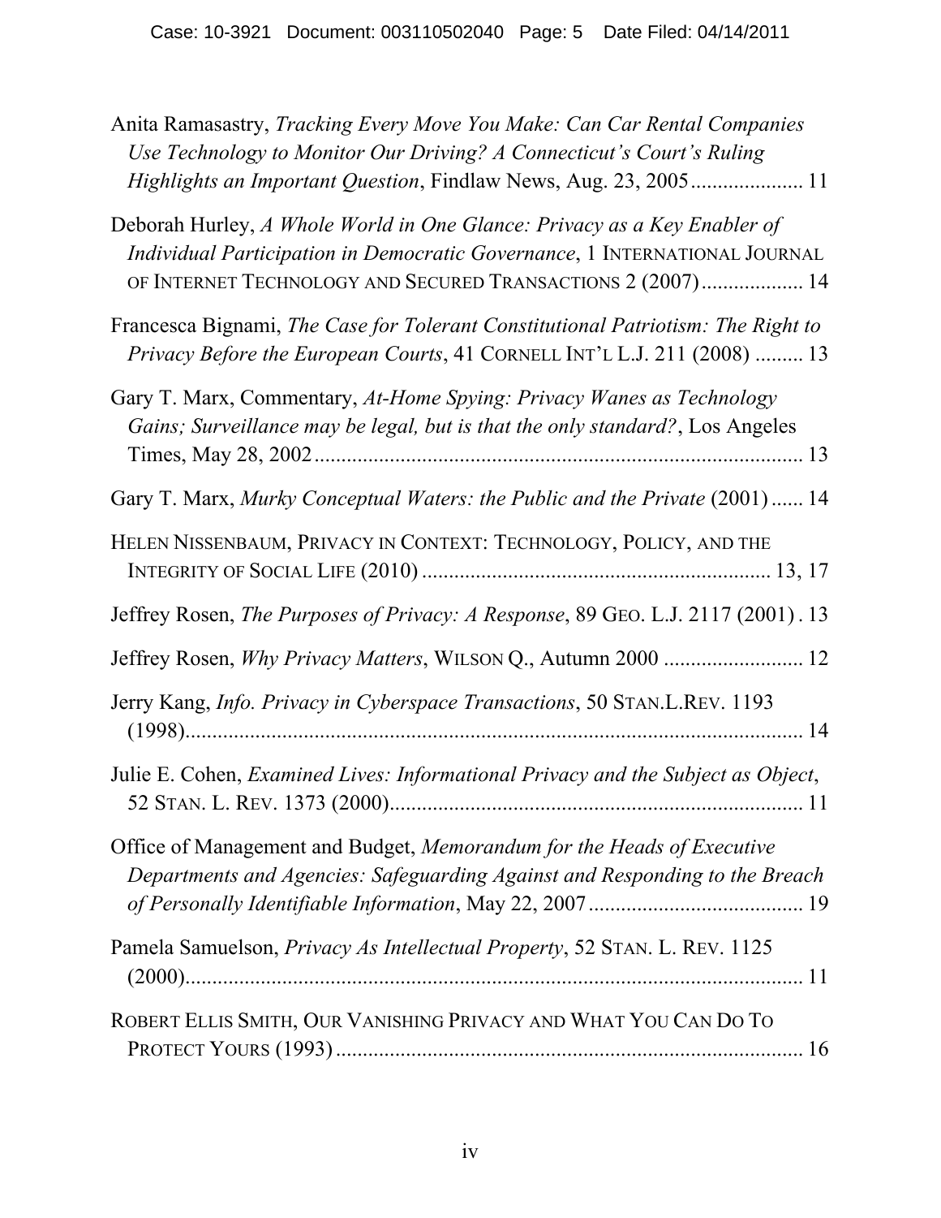Anita Ramasastry, *Tracking Every Move You Make: Can Car Rental Companies Use Technology to Monitor Our Driving? A Connecticut's Court's Ruling Highlights an Important Question*, Findlaw News, Aug. 23, 2005 ..................... 11

Deborah Hurley, *A Whole World in One Glance: Privacy as a Key Enabler of Individual Participation in Democratic Governance*, 1 INTERNATIONAL JOURNAL OF INTERNET TECHNOLOGY AND SECURED TRANSACTIONS 2 (2007) ................... 14

Francesca Bignami, *The Case for Tolerant Constitutional Patriotism: The Right to Privacy Before the European Courts*, 41 CORNELL INT'L L.J. 211 (2008) ......... 13

Gary T. Marx, Commentary, *At-Home Spying: Privacy Wanes as Technology Gains; Surveillance may be legal, but is that the only standard?*, Los Angeles Times, May 28, 2002 ........................................................................................ 13

Gary T. Marx, *Murky Conceptual Waters: the Public and the Private* (2001) ...... 14

HELEN NISSENBAUM, PRIVACY IN CONTEXT: TECHNOLOGY, POLICY, AND THE INTEGRITY OF SOCIAL LIFE (2010) ................................................................ 13, 17

Jeffrey Rosen, *The Purposes of Privacy: A Response*, 89 GEO. L.J. 2117 (2001) . 13

Jeffrey Rosen, *Why Privacy Matters*, WILSON Q., Autumn 2000 .......................... 12

Jerry Kang, *Info. Privacy in Cyberspace Transactions*, 50 STAN.L.REV. 1193 (1998) ................................................................................................................. 14

Julie E. Cohen, *Examined Lives: Informational Privacy and the Subject as Object*, 52 STAN. L. REV. 1373 (2000) ............................................................................ 11

Office of Management and Budget, *Memorandum for the Heads of Executive Departments and Agencies: Safeguarding Against and Responding to the Breach of Personally Identifiable Information*, May 22, 2007 ........................................ 19

Pamela Samuelson, *Privacy As Intellectual Property*, 52 STAN. L. REV. 1125 (2000) ................................................................................................................. 11

ROBERT ELLIS SMITH, OUR VANISHING PRIVACY AND WHAT YOU CAN DO TO PROTECT YOURS (1993) ...................................................................................... 16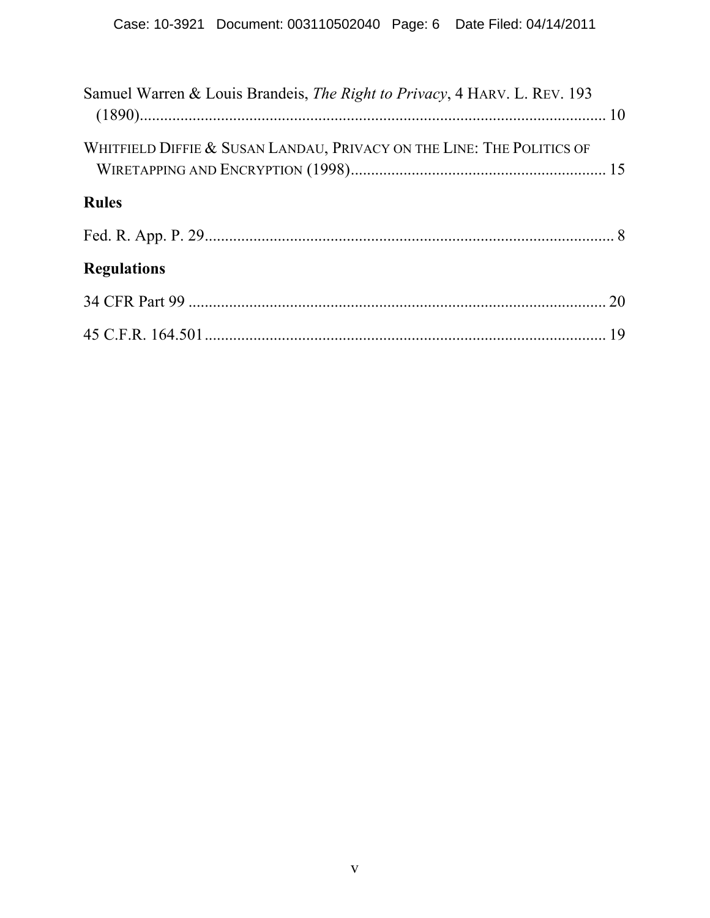Samuel Warren & Louis Brandeis, *The Right to Privacy*, 4 HARV. L. REV. 193 (1890)........................................................................................................ 10

WHITFIELD DIFFIE & SUSAN LANDAU, PRIVACY ON THE LINE: THE POLITICS OF WIRETAPPING AND ENCRYPTION (1998)............................................................... 15

**Rules**

Fed. R. App. P. 29.................................................................................................... 8

**Regulations**

34 CFR Part 99 ....................................................................................................... 20

45 C.F.R. 164.501................................................................................................... 19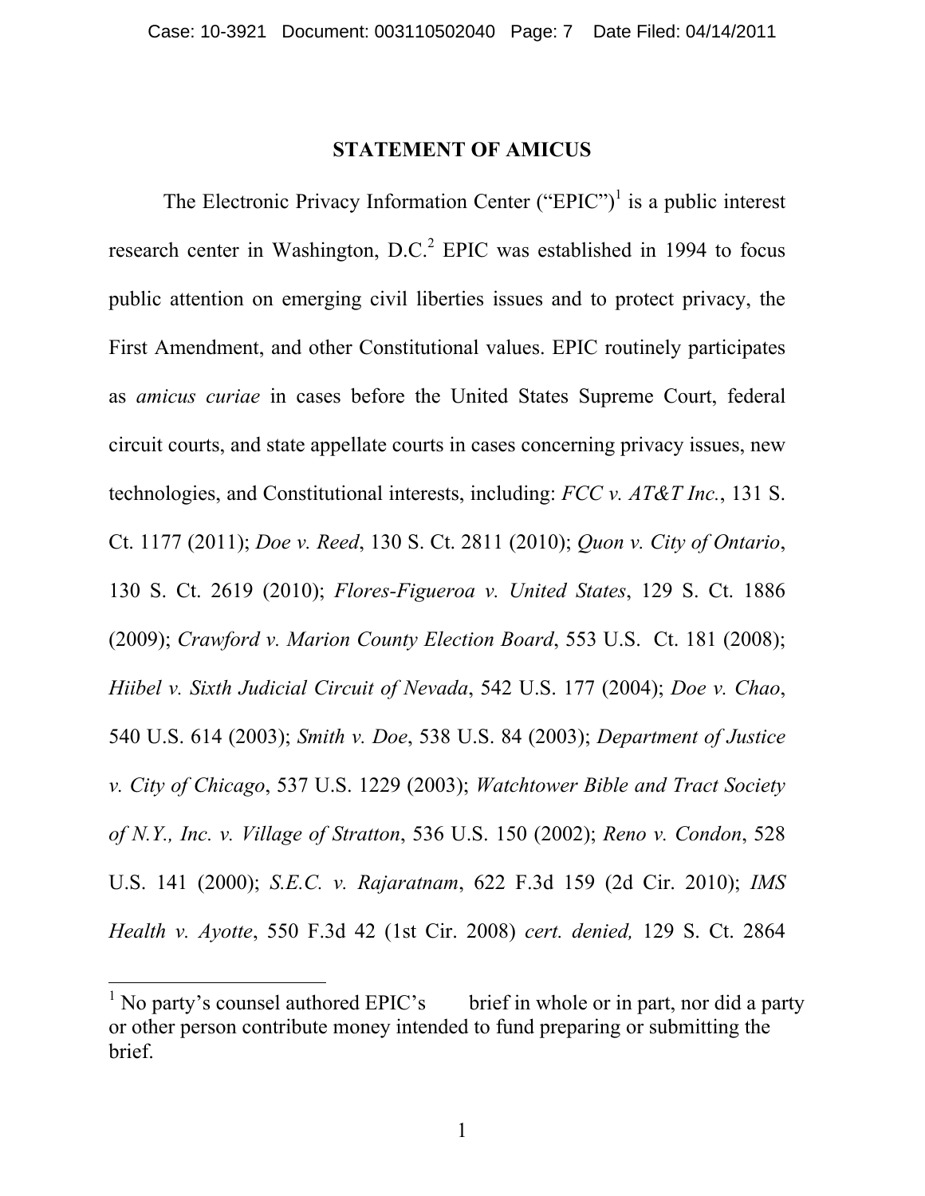## STATEMENT OF AMICUS

The Electronic Privacy Information Center ("EPIC")[1] is a public interest research center in Washington, D.C.[2] EPIC was established in 1994 to focus public attention on emerging civil liberties issues and to protect privacy, the First Amendment, and other Constitutional values. EPIC routinely participates as *amicus curiae* in cases before the United States Supreme Court, federal circuit courts, and state appellate courts in cases concerning privacy issues, new technologies, and Constitutional interests, including: *FCC v. AT&T Inc.*, 131 S. Ct. 1177 (2011); *Doe v. Reed*, 130 S. Ct. 2811 (2010); *Quon v. City of Ontario*, 130 S. Ct. 2619 (2010); *Flores-Figueroa v. United States*, 129 S. Ct. 1886 (2009); *Crawford v. Marion County Election Board*, 553 U.S. Ct. 181 (2008); *Hiibel v. Sixth Judicial Circuit of Nevada*, 542 U.S. 177 (2004); *Doe v. Chao*, 540 U.S. 614 (2003); *Smith v. Doe*, 538 U.S. 84 (2003); *Department of Justice v. City of Chicago*, 537 U.S. 1229 (2003); *Watchtower Bible and Tract Society of N.Y., Inc. v. Village of Stratton*, 536 U.S. 150 (2002); *Reno v. Condon*, 528 U.S. 141 (2000); *S.E.C. v. Rajaratnam*, 622 F.3d 159 (2d Cir. 2010); *IMS Health v. Ayotte*, 550 F.3d 42 (1st Cir. 2008) *cert. denied,* 129 S. Ct. 2864

---

[1] No party's counsel authored EPIC's brief in whole or in part, nor did a party or other person contribute money intended to fund preparing or submitting the brief.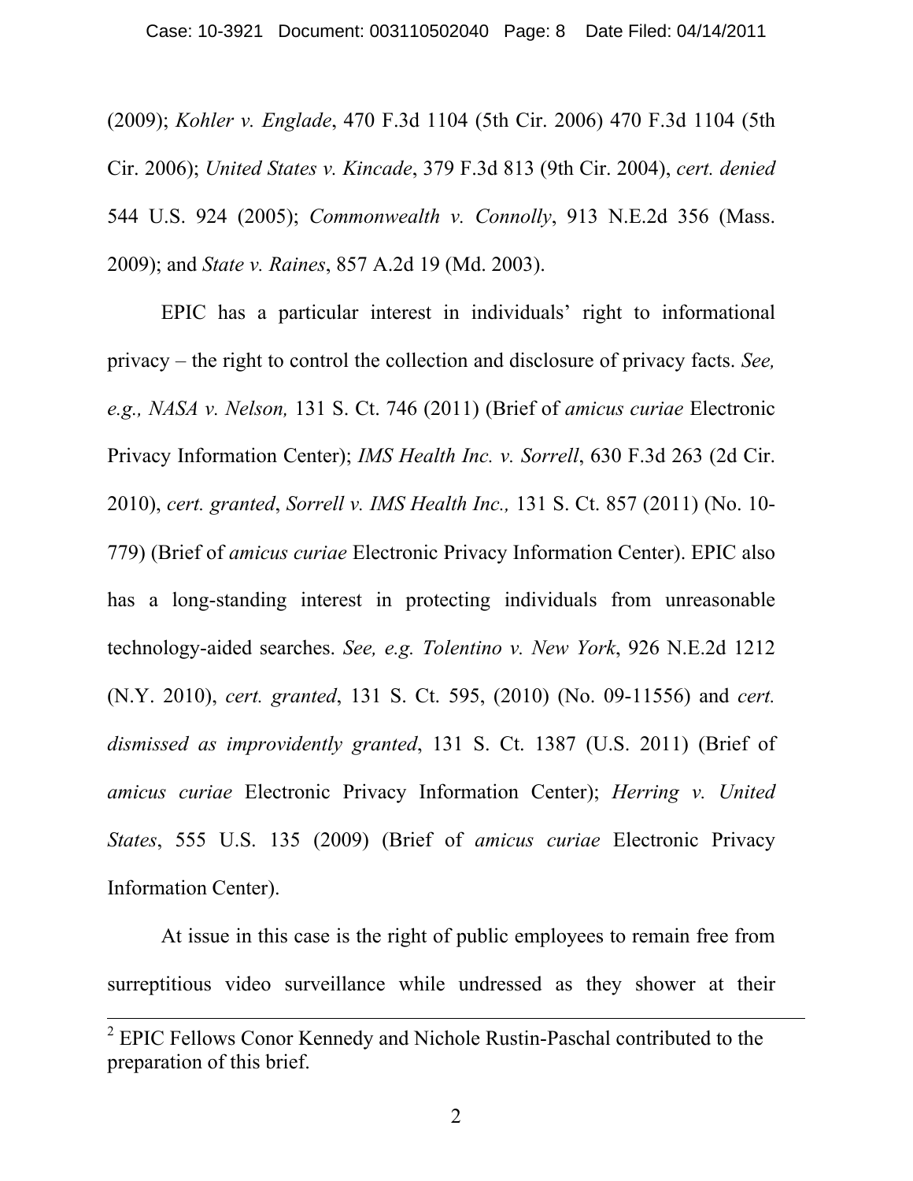(2009); *Kohler v. Englade*, 470 F.3d 1104 (5th Cir. 2006) 470 F.3d 1104 (5th Cir. 2006); *United States v. Kincade*, 379 F.3d 813 (9th Cir. 2004), *cert. denied* 544 U.S. 924 (2005); *Commonwealth v. Connolly*, 913 N.E.2d 356 (Mass. 2009); and *State v. Raines*, 857 A.2d 19 (Md. 2003).

EPIC has a particular interest in individuals' right to informational privacy – the right to control the collection and disclosure of privacy facts. *See, e.g., NASA v. Nelson,* 131 S. Ct. 746 (2011) (Brief of *amicus curiae* Electronic Privacy Information Center); *IMS Health Inc. v. Sorrell*, 630 F.3d 263 (2d Cir. 2010), *cert. granted*, *Sorrell v. IMS Health Inc.,* 131 S. Ct. 857 (2011) (No. 10-779) (Brief of *amicus curiae* Electronic Privacy Information Center). EPIC also has a long-standing interest in protecting individuals from unreasonable technology-aided searches. *See, e.g. Tolentino v. New York*, 926 N.E.2d 1212 (N.Y. 2010), *cert. granted*, 131 S. Ct. 595, (2010) (No. 09-11556) and *cert. dismissed as improvidently granted*, 131 S. Ct. 1387 (U.S. 2011) (Brief of *amicus curiae* Electronic Privacy Information Center); *Herring v. United States*, 555 U.S. 135 (2009) (Brief of *amicus curiae* Electronic Privacy Information Center).

At issue in this case is the right of public employees to remain free from surreptitious video surveillance while undressed as they shower at their

---

[2] EPIC Fellows Conor Kennedy and Nichole Rustin-Paschal contributed to the preparation of this brief.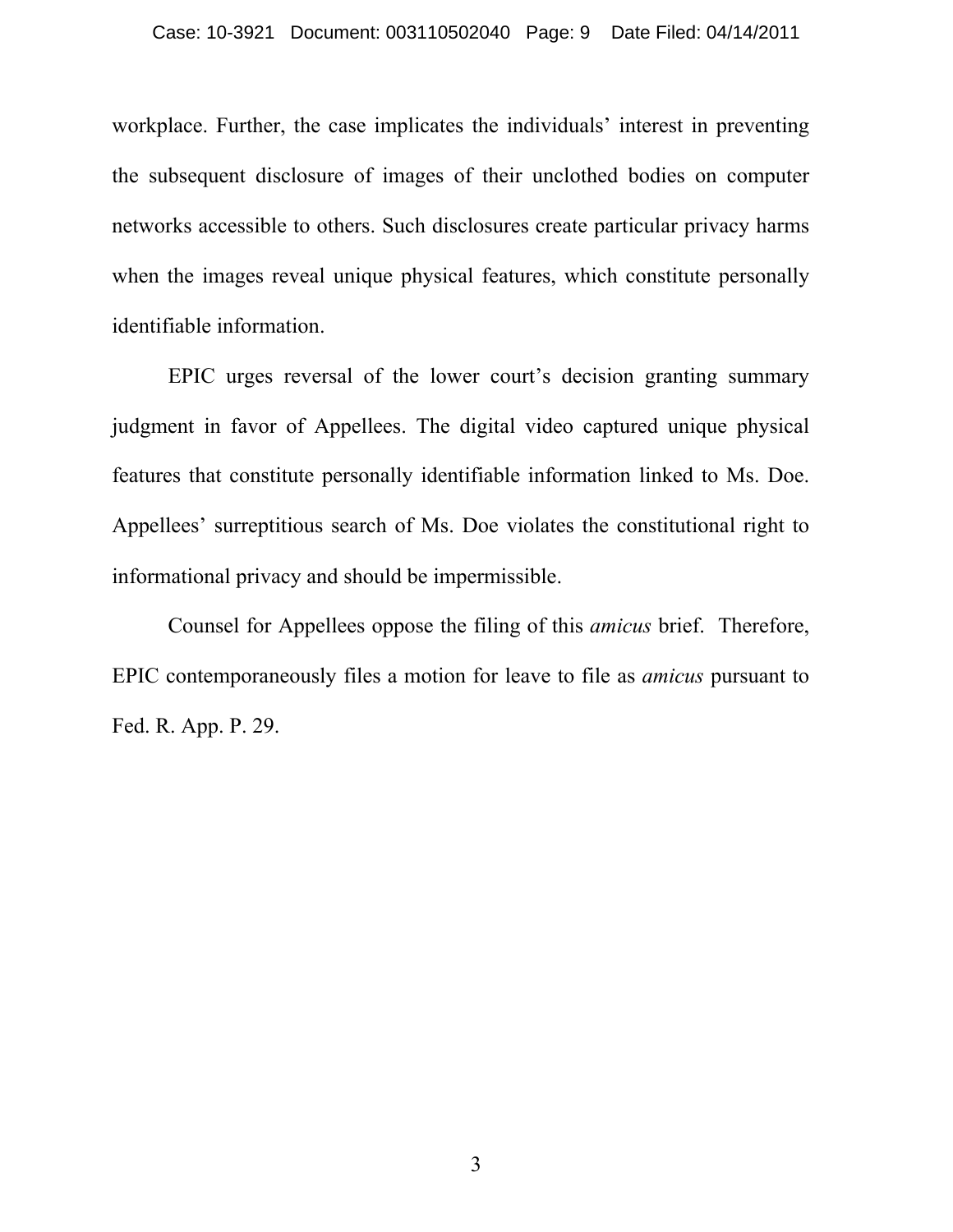workplace. Further, the case implicates the individuals' interest in preventing the subsequent disclosure of images of their unclothed bodies on computer networks accessible to others. Such disclosures create particular privacy harms when the images reveal unique physical features, which constitute personally identifiable information.

EPIC urges reversal of the lower court's decision granting summary judgment in favor of Appellees. The digital video captured unique physical features that constitute personally identifiable information linked to Ms. Doe. Appellees' surreptitious search of Ms. Doe violates the constitutional right to informational privacy and should be impermissible.

Counsel for Appellees oppose the filing of this *amicus* brief. Therefore, EPIC contemporaneously files a motion for leave to file as *amicus* pursuant to Fed. R. App. P. 29.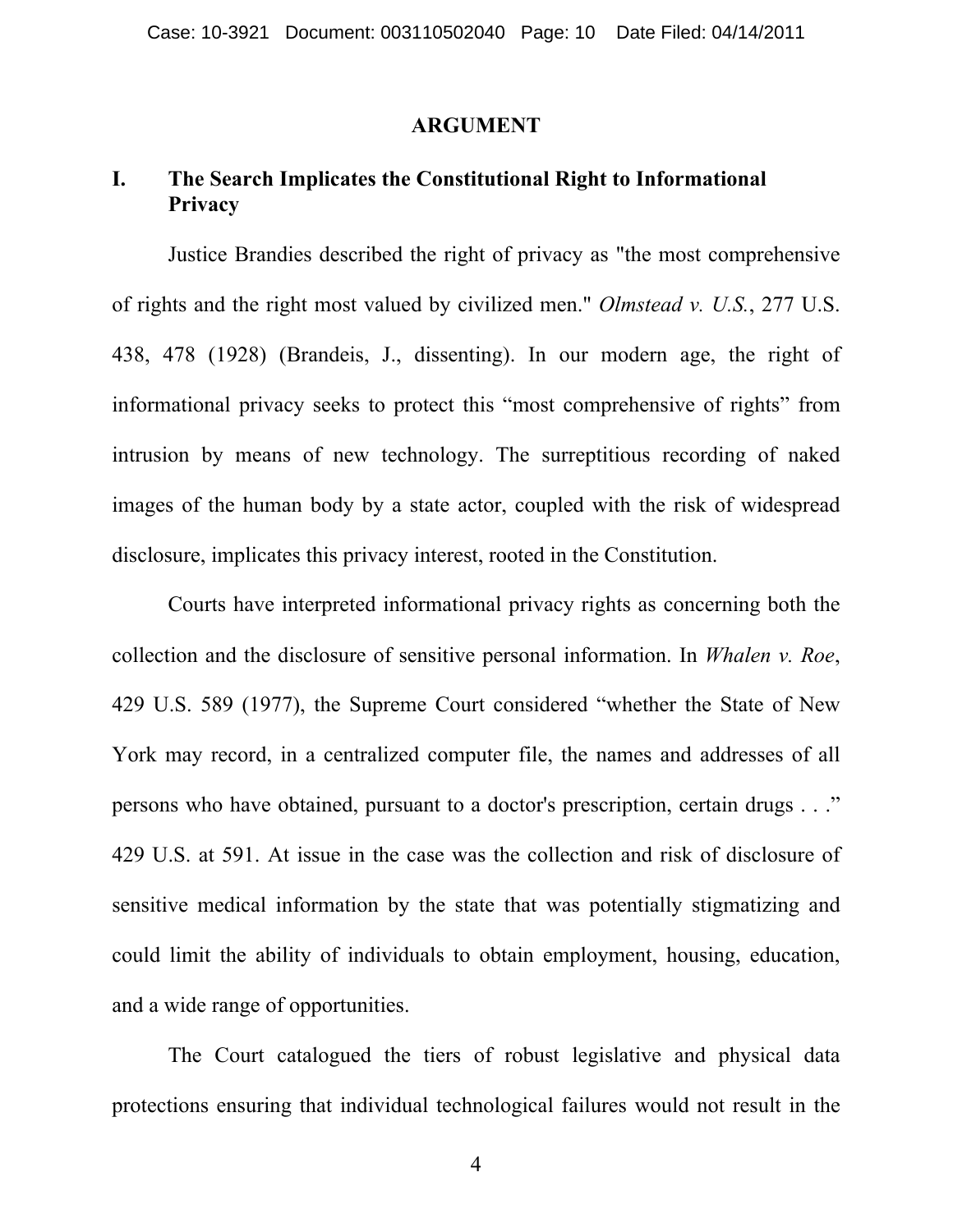## ARGUMENT

### I. The Search Implicates the Constitutional Right to Informational Privacy

Justice Brandies described the right of privacy as "the most comprehensive of rights and the right most valued by civilized men." *Olmstead v. U.S.*, 277 U.S. 438, 478 (1928) (Brandeis, J., dissenting). In our modern age, the right of informational privacy seeks to protect this "most comprehensive of rights" from intrusion by means of new technology. The surreptitious recording of naked images of the human body by a state actor, coupled with the risk of widespread disclosure, implicates this privacy interest, rooted in the Constitution.

Courts have interpreted informational privacy rights as concerning both the collection and the disclosure of sensitive personal information. In *Whalen v. Roe*, 429 U.S. 589 (1977), the Supreme Court considered "whether the State of New York may record, in a centralized computer file, the names and addresses of all persons who have obtained, pursuant to a doctor's prescription, certain drugs . . ." 429 U.S. at 591. At issue in the case was the collection and risk of disclosure of sensitive medical information by the state that was potentially stigmatizing and could limit the ability of individuals to obtain employment, housing, education, and a wide range of opportunities.

The Court catalogued the tiers of robust legislative and physical data protections ensuring that individual technological failures would not result in the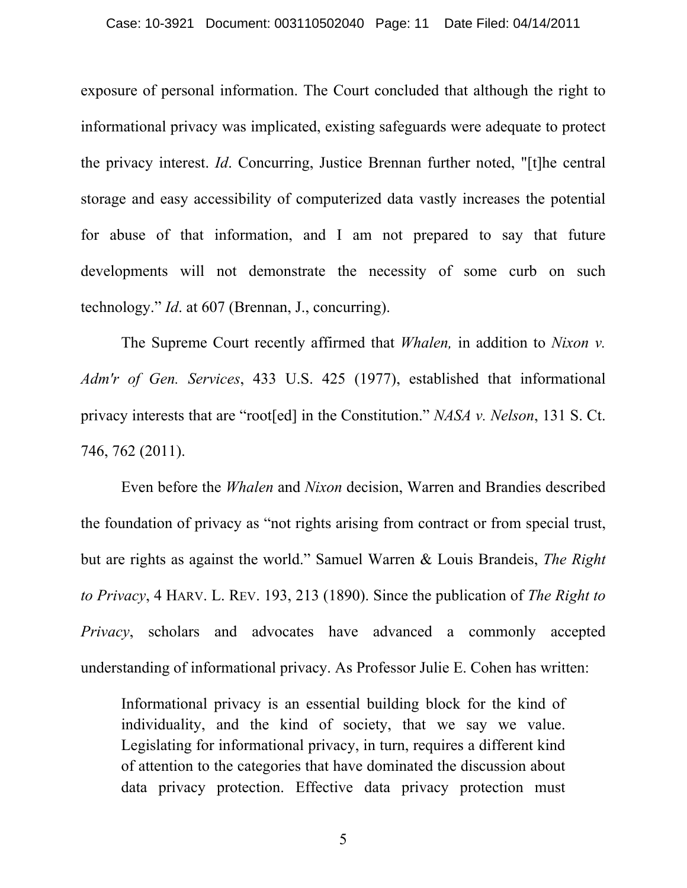exposure of personal information. The Court concluded that although the right to informational privacy was implicated, existing safeguards were adequate to protect the privacy interest. *Id*. Concurring, Justice Brennan further noted, "[t]he central storage and easy accessibility of computerized data vastly increases the potential for abuse of that information, and I am not prepared to say that future developments will not demonstrate the necessity of some curb on such technology." *Id*. at 607 (Brennan, J., concurring).

The Supreme Court recently affirmed that *Whalen,* in addition to *Nixon v. Adm'r of Gen. Services*, 433 U.S. 425 (1977), established that informational privacy interests that are "root[ed] in the Constitution." *NASA v. Nelson*, 131 S. Ct. 746, 762 (2011).

Even before the *Whalen* and *Nixon* decision, Warren and Brandies described the foundation of privacy as "not rights arising from contract or from special trust, but are rights as against the world." Samuel Warren & Louis Brandeis, *The Right to Privacy*, 4 HARV. L. REV. 193, 213 (1890). Since the publication of *The Right to Privacy*, scholars and advocates have advanced a commonly accepted understanding of informational privacy. As Professor Julie E. Cohen has written:

> Informational privacy is an essential building block for the kind of individuality, and the kind of society, that we say we value. Legislating for informational privacy, in turn, requires a different kind of attention to the categories that have dominated the discussion about data privacy protection. Effective data privacy protection must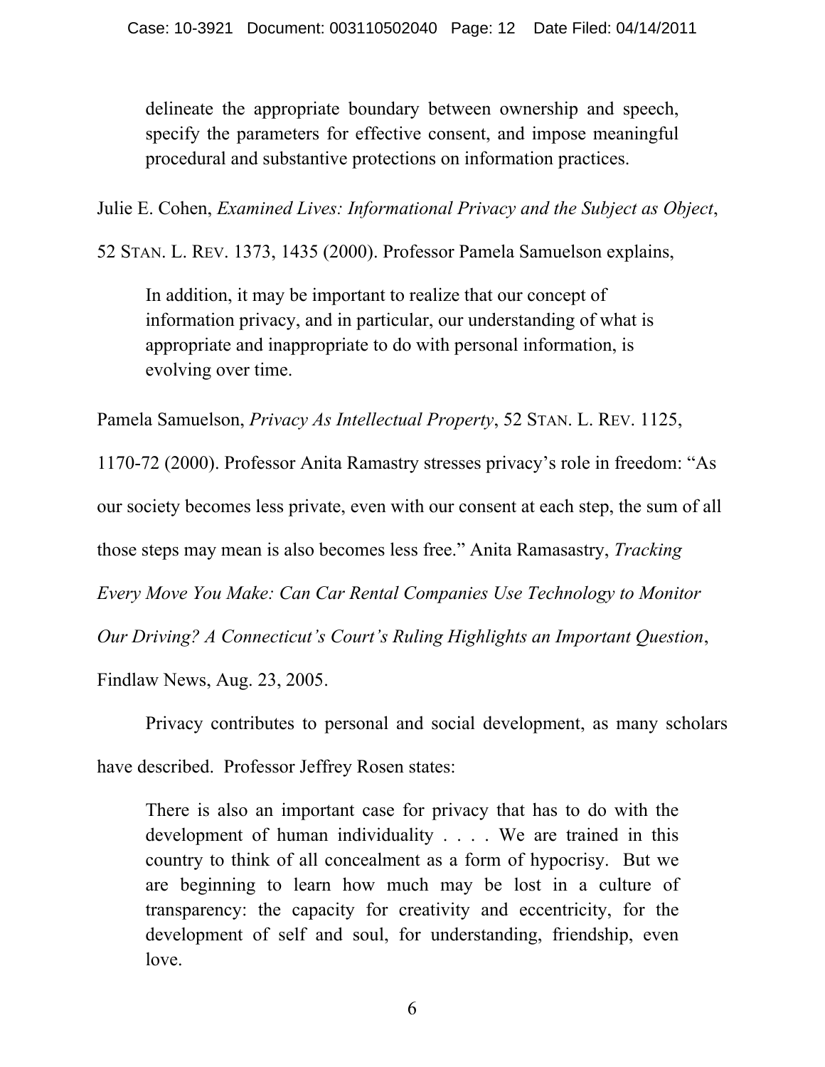> delineate the appropriate boundary between ownership and speech, specify the parameters for effective consent, and impose meaningful procedural and substantive protections on information practices.

Julie E. Cohen, *Examined Lives: Informational Privacy and the Subject as Object*, 52 STAN. L. REV. 1373, 1435 (2000). Professor Pamela Samuelson explains,

> In addition, it may be important to realize that our concept of information privacy, and in particular, our understanding of what is appropriate and inappropriate to do with personal information, is evolving over time.

Pamela Samuelson, *Privacy As Intellectual Property*, 52 STAN. L. REV. 1125, 1170-72 (2000). Professor Anita Ramastry stresses privacy's role in freedom: "As our society becomes less private, even with our consent at each step, the sum of all those steps may mean is also becomes less free." Anita Ramasastry, *Tracking Every Move You Make: Can Car Rental Companies Use Technology to Monitor Our Driving? A Connecticut's Court's Ruling Highlights an Important Question*, Findlaw News, Aug. 23, 2005.

Privacy contributes to personal and social development, as many scholars have described. Professor Jeffrey Rosen states:

> There is also an important case for privacy that has to do with the development of human individuality . . . . We are trained in this country to think of all concealment as a form of hypocrisy. But we are beginning to learn how much may be lost in a culture of transparency: the capacity for creativity and eccentricity, for the development of self and soul, for understanding, friendship, even love.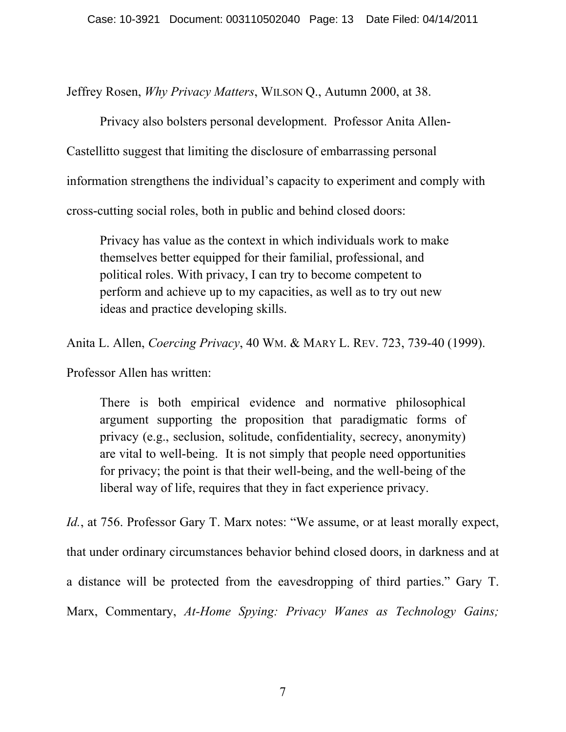Jeffrey Rosen, *Why Privacy Matters*, WILSON Q., Autumn 2000, at 38.

Privacy also bolsters personal development. Professor Anita Allen-Castellitto suggest that limiting the disclosure of embarrassing personal information strengthens the individual's capacity to experiment and comply with cross-cutting social roles, both in public and behind closed doors:

> Privacy has value as the context in which individuals work to make themselves better equipped for their familial, professional, and political roles. With privacy, I can try to become competent to perform and achieve up to my capacities, as well as to try out new ideas and practice developing skills.

Anita L. Allen, *Coercing Privacy*, 40 WM. & MARY L. REV. 723, 739-40 (1999).

Professor Allen has written:

> There is both empirical evidence and normative philosophical argument supporting the proposition that paradigmatic forms of privacy (e.g., seclusion, solitude, confidentiality, secrecy, anonymity) are vital to well-being. It is not simply that people need opportunities for privacy; the point is that their well-being, and the well-being of the liberal way of life, requires that they in fact experience privacy.

*Id.*, at 756. Professor Gary T. Marx notes: "We assume, or at least morally expect, that under ordinary circumstances behavior behind closed doors, in darkness and at a distance will be protected from the eavesdropping of third parties." Gary T. Marx, Commentary, *At-Home Spying: Privacy Wanes as Technology Gains;*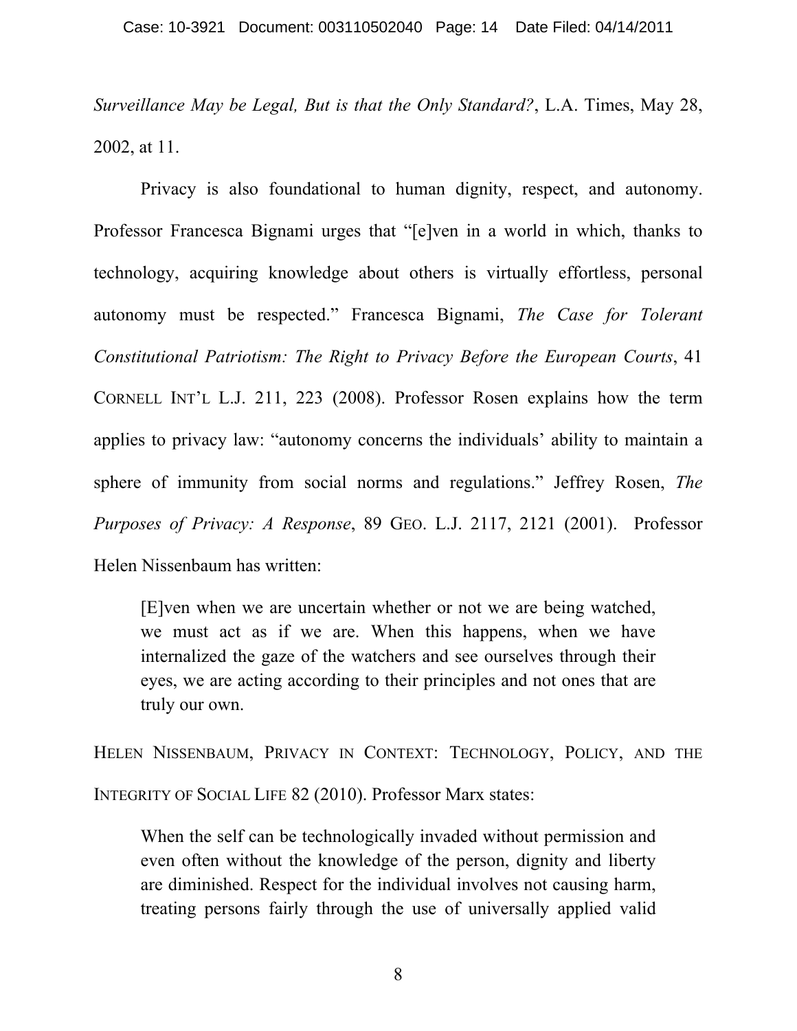*Surveillance May be Legal, But is that the Only Standard?*, L.A. Times, May 28, 2002, at 11.

Privacy is also foundational to human dignity, respect, and autonomy. Professor Francesca Bignami urges that "[e]ven in a world in which, thanks to technology, acquiring knowledge about others is virtually effortless, personal autonomy must be respected." Francesca Bignami, *The Case for Tolerant Constitutional Patriotism: The Right to Privacy Before the European Courts*, 41 CORNELL INT'L L.J. 211, 223 (2008). Professor Rosen explains how the term applies to privacy law: "autonomy concerns the individuals' ability to maintain a sphere of immunity from social norms and regulations." Jeffrey Rosen, *The Purposes of Privacy: A Response*, 89 GEO. L.J. 2117, 2121 (2001). Professor Helen Nissenbaum has written:

> [E]ven when we are uncertain whether or not we are being watched, we must act as if we are. When this happens, when we have internalized the gaze of the watchers and see ourselves through their eyes, we are acting according to their principles and not ones that are truly our own.

HELEN NISSENBAUM, PRIVACY IN CONTEXT: TECHNOLOGY, POLICY, AND THE INTEGRITY OF SOCIAL LIFE 82 (2010). Professor Marx states:

> When the self can be technologically invaded without permission and even often without the knowledge of the person, dignity and liberty are diminished. Respect for the individual involves not causing harm, treating persons fairly through the use of universally applied valid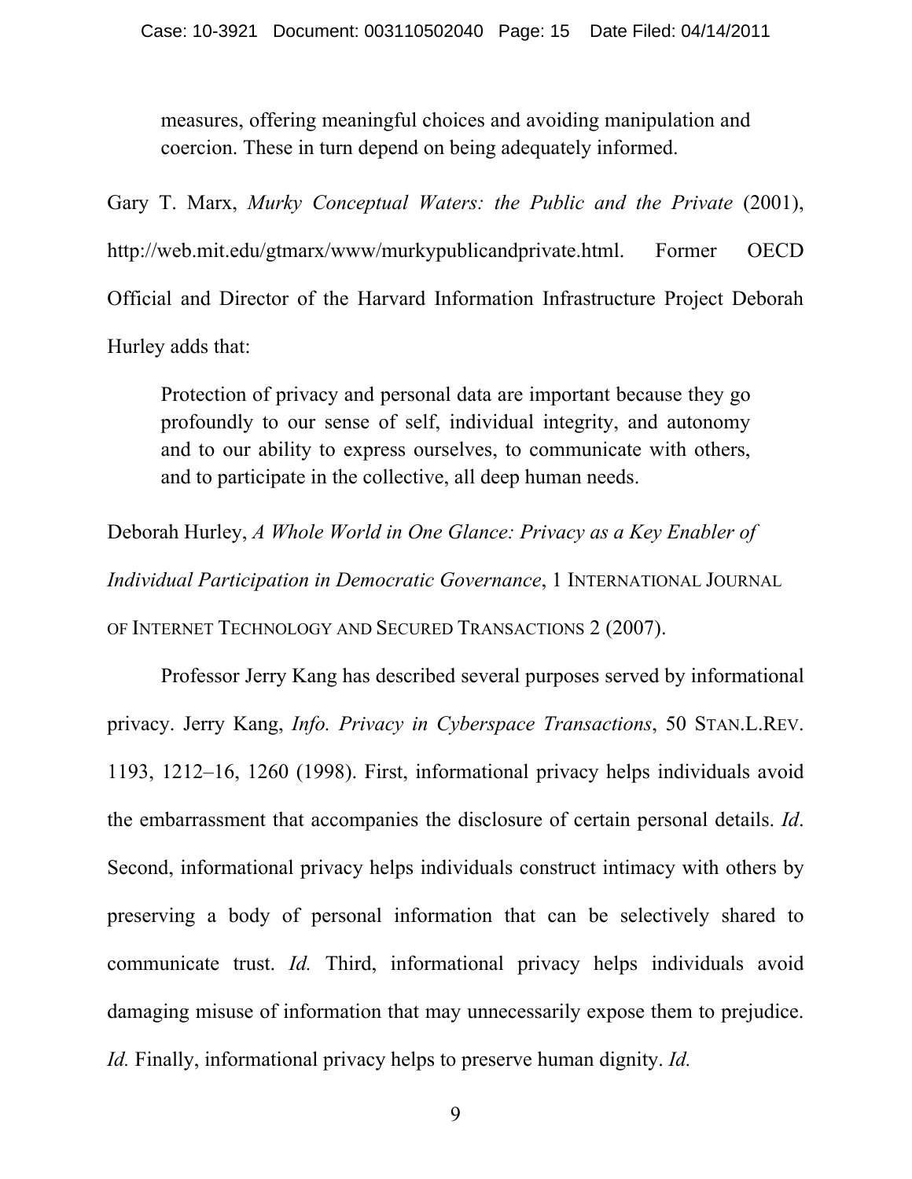> measures, offering meaningful choices and avoiding manipulation and coercion. These in turn depend on being adequately informed.

Gary T. Marx, *Murky Conceptual Waters: the Public and the Private* (2001), http://web.mit.edu/gtmarx/www/murkypublicandprivate.html. Former OECD Official and Director of the Harvard Information Infrastructure Project Deborah Hurley adds that:

> Protection of privacy and personal data are important because they go profoundly to our sense of self, individual integrity, and autonomy and to our ability to express ourselves, to communicate with others, and to participate in the collective, all deep human needs.

Deborah Hurley, *A Whole World in One Glance: Privacy as a Key Enabler of Individual Participation in Democratic Governance*, 1 INTERNATIONAL JOURNAL OF INTERNET TECHNOLOGY AND SECURED TRANSACTIONS 2 (2007).

Professor Jerry Kang has described several purposes served by informational privacy. Jerry Kang, *Info. Privacy in Cyberspace Transactions*, 50 STAN.L.REV. 1193, 1212–16, 1260 (1998). First, informational privacy helps individuals avoid the embarrassment that accompanies the disclosure of certain personal details. *Id*. Second, informational privacy helps individuals construct intimacy with others by preserving a body of personal information that can be selectively shared to communicate trust. *Id.* Third, informational privacy helps individuals avoid damaging misuse of information that may unnecessarily expose them to prejudice. *Id.* Finally, informational privacy helps to preserve human dignity. *Id.*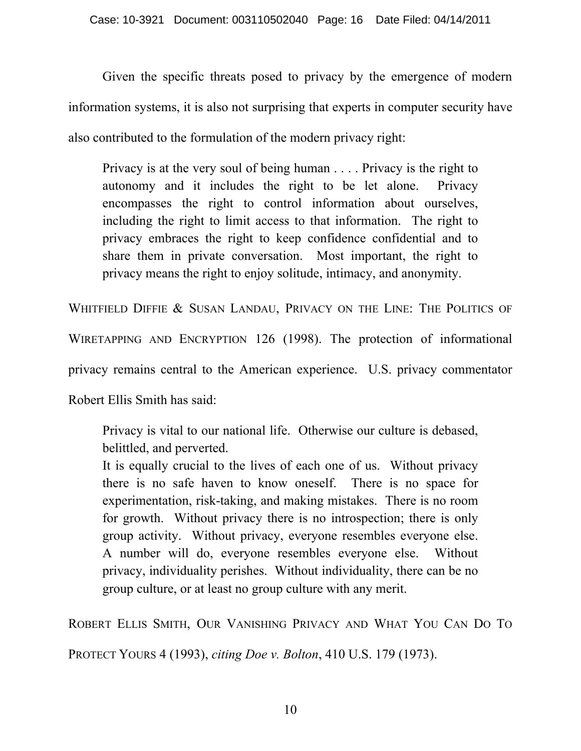Given the specific threats posed to privacy by the emergence of modern information systems, it is also not surprising that experts in computer security have also contributed to the formulation of the modern privacy right:

> Privacy is at the very soul of being human . . . . Privacy is the right to autonomy and it includes the right to be let alone. Privacy encompasses the right to control information about ourselves, including the right to limit access to that information. The right to privacy embraces the right to keep confidence confidential and to share them in private conversation. Most important, the right to privacy means the right to enjoy solitude, intimacy, and anonymity.

WHITFIELD DIFFIE & SUSAN LANDAU, PRIVACY ON THE LINE: THE POLITICS OF WIRETAPPING AND ENCRYPTION 126 (1998). The protection of informational privacy remains central to the American experience. U.S. privacy commentator Robert Ellis Smith has said:

> Privacy is vital to our national life. Otherwise our culture is debased, belittled, and perverted.
>
> It is equally crucial to the lives of each one of us. Without privacy there is no safe haven to know oneself. There is no space for experimentation, risk-taking, and making mistakes. There is no room for growth. Without privacy there is no introspection; there is only group activity. Without privacy, everyone resembles everyone else. A number will do, everyone resembles everyone else. Without privacy, individuality perishes. Without individuality, there can be no group culture, or at least no group culture with any merit.

ROBERT ELLIS SMITH, OUR VANISHING PRIVACY AND WHAT YOU CAN DO TO PROTECT YOURS 4 (1993), *citing Doe v. Bolton*, 410 U.S. 179 (1973).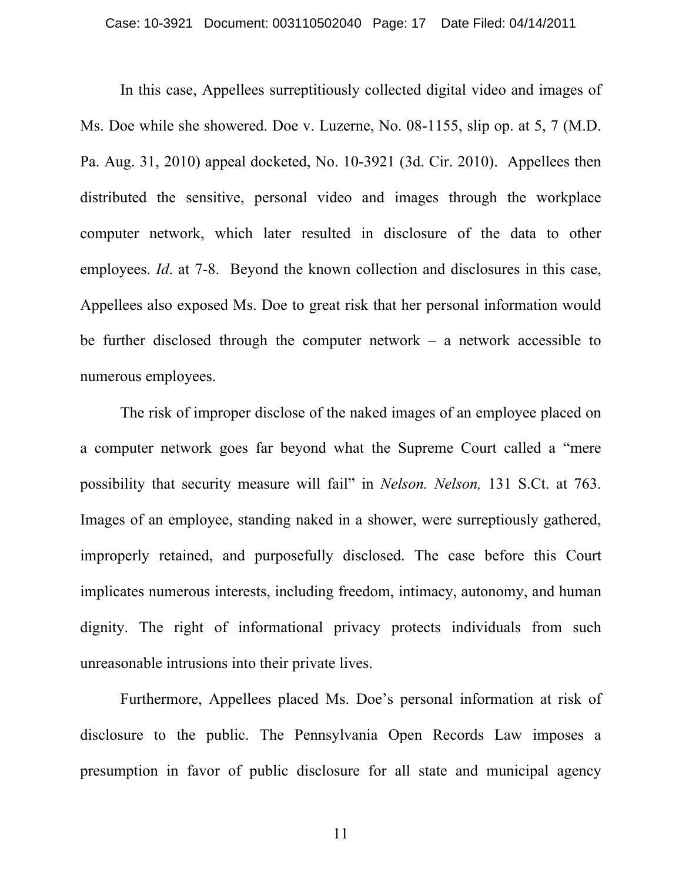In this case, Appellees surreptitiously collected digital video and images of Ms. Doe while she showered. Doe v. Luzerne, No. 08-1155, slip op. at 5, 7 (M.D. Pa. Aug. 31, 2010) appeal docketed, No. 10-3921 (3d. Cir. 2010). Appellees then distributed the sensitive, personal video and images through the workplace computer network, which later resulted in disclosure of the data to other employees. *Id*. at 7-8. Beyond the known collection and disclosures in this case, Appellees also exposed Ms. Doe to great risk that her personal information would be further disclosed through the computer network – a network accessible to numerous employees.

The risk of improper disclose of the naked images of an employee placed on a computer network goes far beyond what the Supreme Court called a "mere possibility that security measure will fail" in *Nelson. Nelson,* 131 S.Ct. at 763. Images of an employee, standing naked in a shower, were surreptiously gathered, improperly retained, and purposefully disclosed. The case before this Court implicates numerous interests, including freedom, intimacy, autonomy, and human dignity. The right of informational privacy protects individuals from such unreasonable intrusions into their private lives.

Furthermore, Appellees placed Ms. Doe's personal information at risk of disclosure to the public. The Pennsylvania Open Records Law imposes a presumption in favor of public disclosure for all state and municipal agency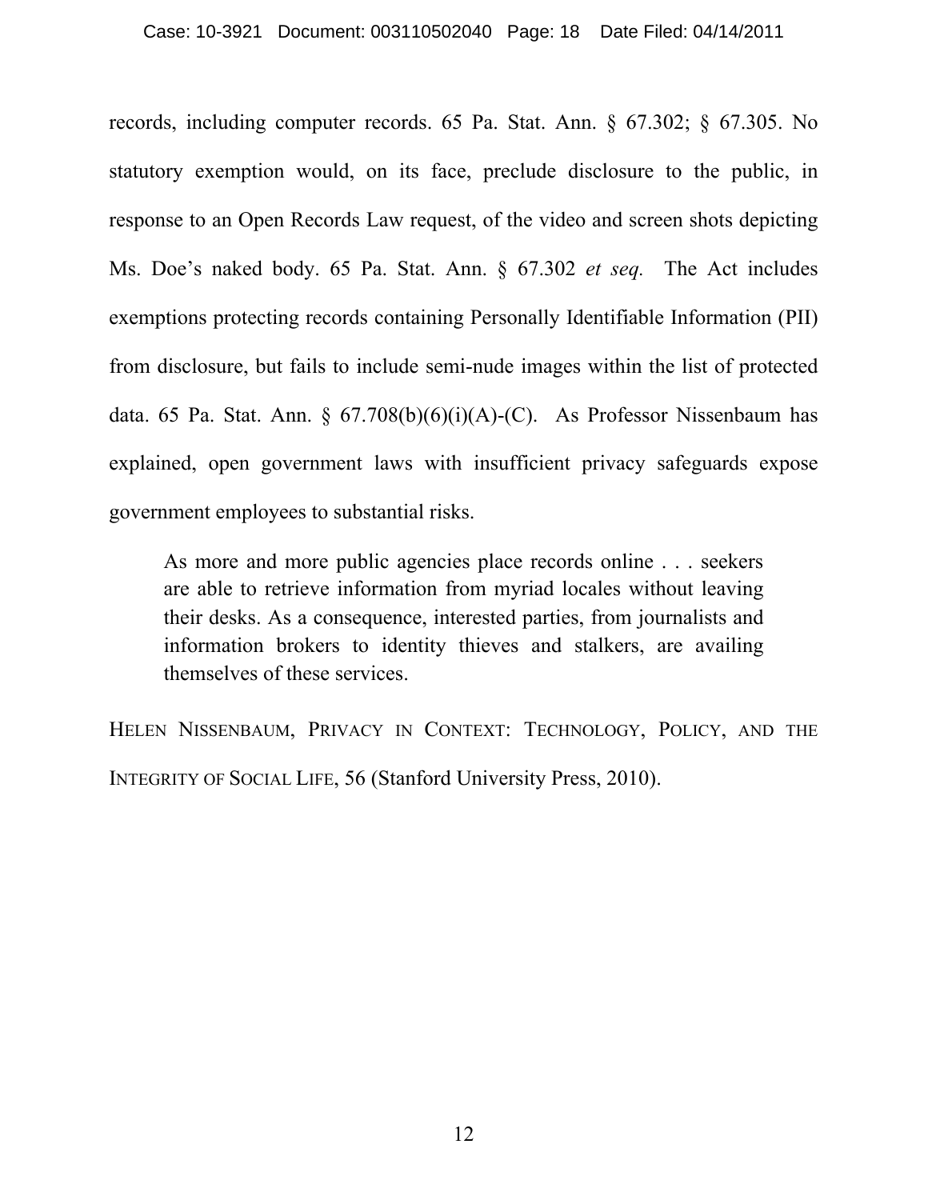records, including computer records. 65 Pa. Stat. Ann. § 67.302; § 67.305. No statutory exemption would, on its face, preclude disclosure to the public, in response to an Open Records Law request, of the video and screen shots depicting Ms. Doe's naked body. 65 Pa. Stat. Ann. § 67.302 *et seq.* The Act includes exemptions protecting records containing Personally Identifiable Information (PII) from disclosure, but fails to include semi-nude images within the list of protected data. 65 Pa. Stat. Ann. § 67.708(b)(6)(i)(A)-(C). As Professor Nissenbaum has explained, open government laws with insufficient privacy safeguards expose government employees to substantial risks.

> As more and more public agencies place records online . . . seekers are able to retrieve information from myriad locales without leaving their desks. As a consequence, interested parties, from journalists and information brokers to identity thieves and stalkers, are availing themselves of these services.

HELEN NISSENBAUM, PRIVACY IN CONTEXT: TECHNOLOGY, POLICY, AND THE INTEGRITY OF SOCIAL LIFE, 56 (Stanford University Press, 2010).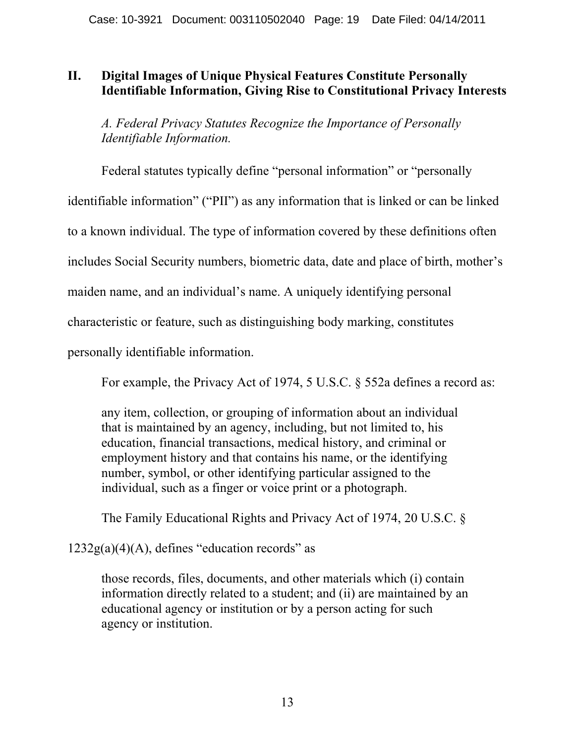## II. Digital Images of Unique Physical Features Constitute Personally Identifiable Information, Giving Rise to Constitutional Privacy Interests

### *A. Federal Privacy Statutes Recognize the Importance of Personally Identifiable Information.*

Federal statutes typically define "personal information" or "personally identifiable information" ("PII") as any information that is linked or can be linked to a known individual. The type of information covered by these definitions often includes Social Security numbers, biometric data, date and place of birth, mother's maiden name, and an individual's name. A uniquely identifying personal characteristic or feature, such as distinguishing body marking, constitutes personally identifiable information.

For example, the Privacy Act of 1974, 5 U.S.C. § 552a defines a record as:

> any item, collection, or grouping of information about an individual that is maintained by an agency, including, but not limited to, his education, financial transactions, medical history, and criminal or employment history and that contains his name, or the identifying number, symbol, or other identifying particular assigned to the individual, such as a finger or voice print or a photograph.

The Family Educational Rights and Privacy Act of 1974, 20 U.S.C. § 1232g(a)(4)(A), defines "education records" as

> those records, files, documents, and other materials which (i) contain information directly related to a student; and (ii) are maintained by an educational agency or institution or by a person acting for such agency or institution.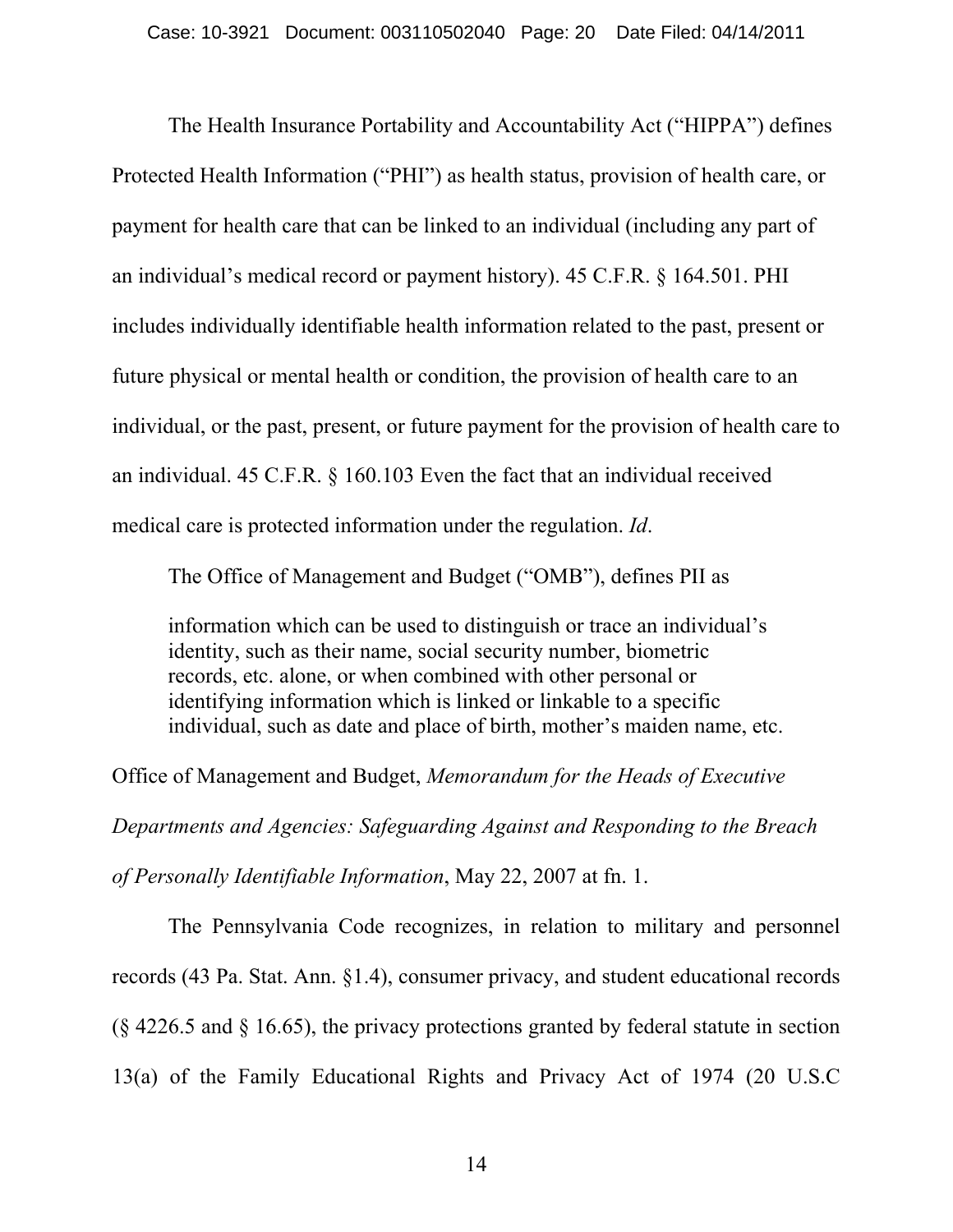The Health Insurance Portability and Accountability Act ("HIPPA") defines Protected Health Information ("PHI") as health status, provision of health care, or payment for health care that can be linked to an individual (including any part of an individual's medical record or payment history). 45 C.F.R. § 164.501. PHI includes individually identifiable health information related to the past, present or future physical or mental health or condition, the provision of health care to an individual, or the past, present, or future payment for the provision of health care to an individual. 45 C.F.R. § 160.103 Even the fact that an individual received medical care is protected information under the regulation. *Id*.

The Office of Management and Budget ("OMB"), defines PII as

> information which can be used to distinguish or trace an individual's identity, such as their name, social security number, biometric records, etc. alone, or when combined with other personal or identifying information which is linked or linkable to a specific individual, such as date and place of birth, mother's maiden name, etc.

Office of Management and Budget, *Memorandum for the Heads of Executive Departments and Agencies: Safeguarding Against and Responding to the Breach of Personally Identifiable Information*, May 22, 2007 at fn. 1.

The Pennsylvania Code recognizes, in relation to military and personnel records (43 Pa. Stat. Ann. §1.4), consumer privacy, and student educational records (§ 4226.5 and § 16.65), the privacy protections granted by federal statute in section 13(a) of the Family Educational Rights and Privacy Act of 1974 (20 U.S.C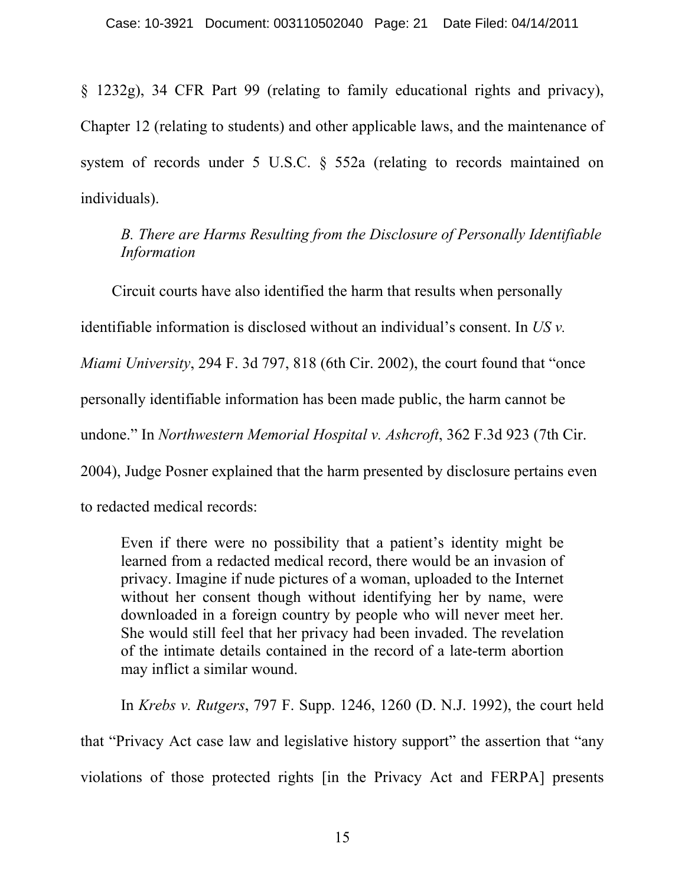§ 1232g), 34 CFR Part 99 (relating to family educational rights and privacy), Chapter 12 (relating to students) and other applicable laws, and the maintenance of system of records under 5 U.S.C. § 552a (relating to records maintained on individuals).

*B. There are Harms Resulting from the Disclosure of Personally Identifiable Information*

Circuit courts have also identified the harm that results when personally identifiable information is disclosed without an individual's consent. In *US v. Miami University*, 294 F. 3d 797, 818 (6th Cir. 2002), the court found that "once personally identifiable information has been made public, the harm cannot be undone." In *Northwestern Memorial Hospital v. Ashcroft*, 362 F.3d 923 (7th Cir. 2004), Judge Posner explained that the harm presented by disclosure pertains even to redacted medical records:

> Even if there were no possibility that a patient's identity might be learned from a redacted medical record, there would be an invasion of privacy. Imagine if nude pictures of a woman, uploaded to the Internet without her consent though without identifying her by name, were downloaded in a foreign country by people who will never meet her. She would still feel that her privacy had been invaded. The revelation of the intimate details contained in the record of a late-term abortion may inflict a similar wound.

In *Krebs v. Rutgers*, 797 F. Supp. 1246, 1260 (D. N.J. 1992), the court held that "Privacy Act case law and legislative history support" the assertion that "any violations of those protected rights [in the Privacy Act and FERPA] presents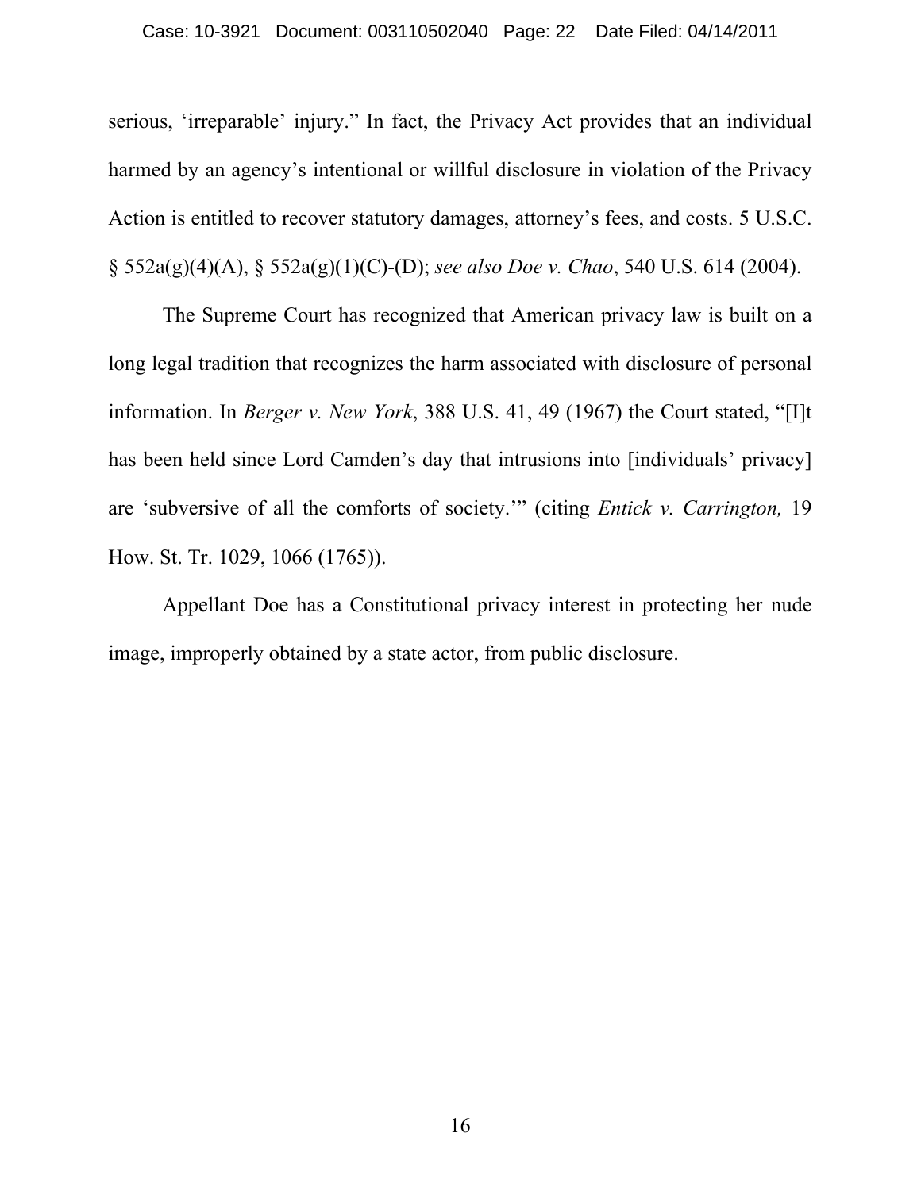serious, 'irreparable' injury." In fact, the Privacy Act provides that an individual harmed by an agency's intentional or willful disclosure in violation of the Privacy Action is entitled to recover statutory damages, attorney's fees, and costs. 5 U.S.C. § 552a(g)(4)(A), § 552a(g)(1)(C)-(D); *see also Doe v. Chao*, 540 U.S. 614 (2004).

The Supreme Court has recognized that American privacy law is built on a long legal tradition that recognizes the harm associated with disclosure of personal information. In *Berger v. New York*, 388 U.S. 41, 49 (1967) the Court stated, "[I]t has been held since Lord Camden's day that intrusions into [individuals' privacy] are 'subversive of all the comforts of society.'" (citing *Entick v. Carrington,* 19 How. St. Tr. 1029, 1066 (1765)).

Appellant Doe has a Constitutional privacy interest in protecting her nude image, improperly obtained by a state actor, from public disclosure.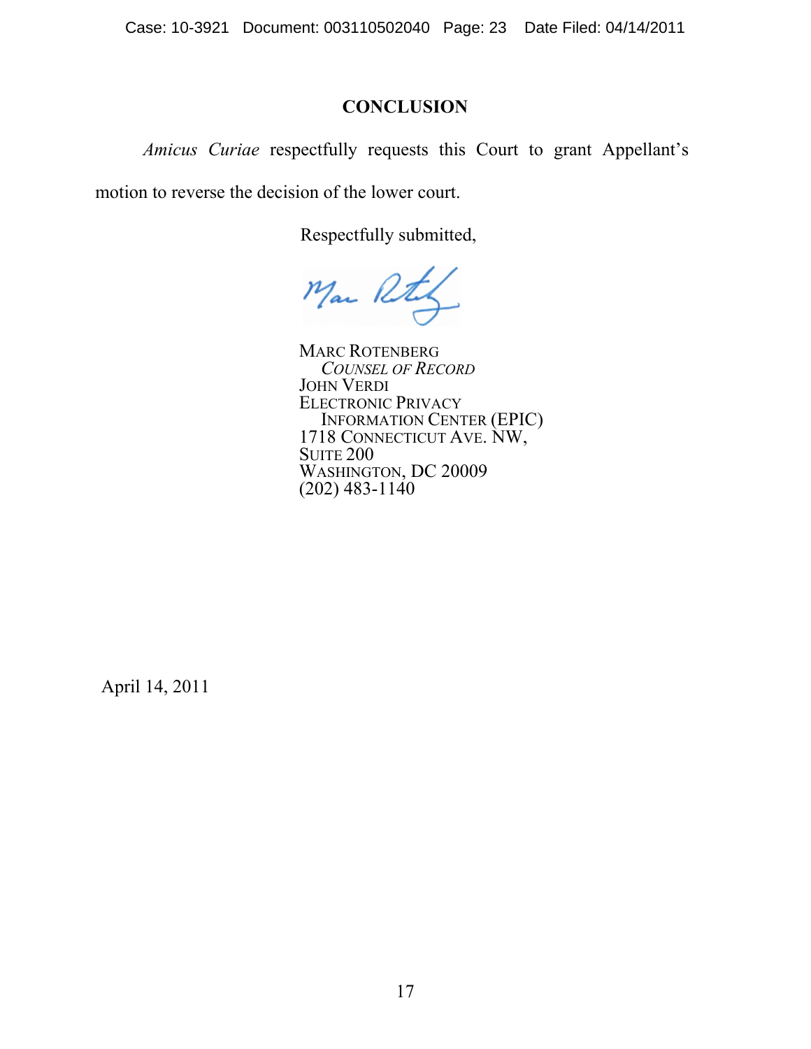## CONCLUSION

*Amicus Curiae* respectfully requests this Court to grant Appellant's motion to reverse the decision of the lower court.

Respectfully submitted,

MARC ROTENBERG
*COUNSEL OF RECORD*
JOHN VERDI
ELECTRONIC PRIVACY
INFORMATION CENTER (EPIC)
1718 CONNECTICUT AVE. NW,
SUITE 200
WASHINGTON, DC 20009
(202) 483-1140

April 14, 2011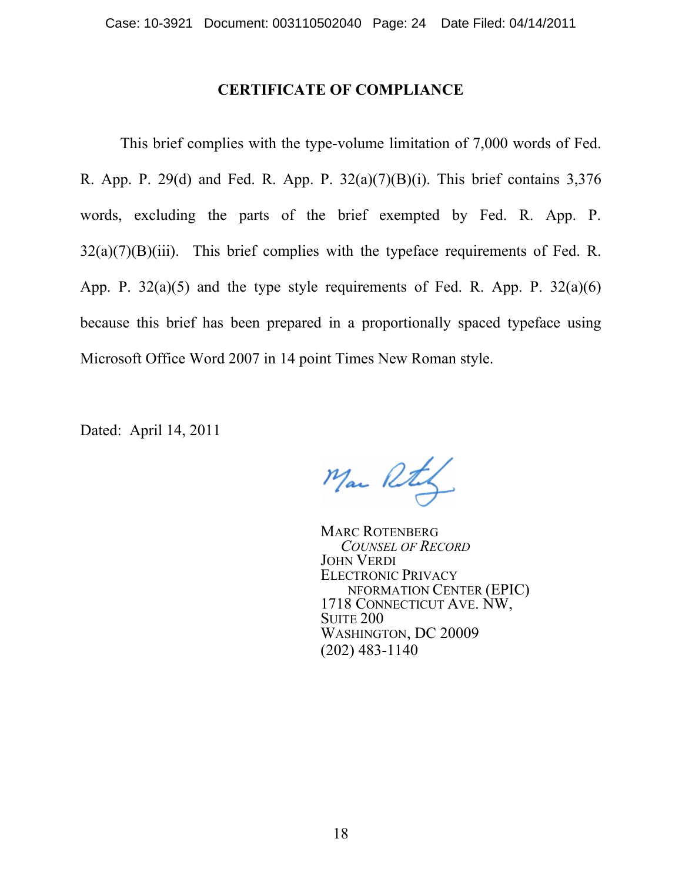## CERTIFICATE OF COMPLIANCE

This brief complies with the type-volume limitation of 7,000 words of Fed. R. App. P. 29(d) and Fed. R. App. P. 32(a)(7)(B)(i). This brief contains 3,376 words, excluding the parts of the brief exempted by Fed. R. App. P. 32(a)(7)(B)(iii). This brief complies with the typeface requirements of Fed. R. App. P. 32(a)(5) and the type style requirements of Fed. R. App. P. 32(a)(6) because this brief has been prepared in a proportionally spaced typeface using Microsoft Office Word 2007 in 14 point Times New Roman style.

Dated: April 14, 2011

MARC ROTENBERG
*COUNSEL OF RECORD*
JOHN VERDI
ELECTRONIC PRIVACY
NFORMATION CENTER (EPIC)
1718 CONNECTICUT AVE. NW,
SUITE 200
WASHINGTON, DC 20009
(202) 483-1140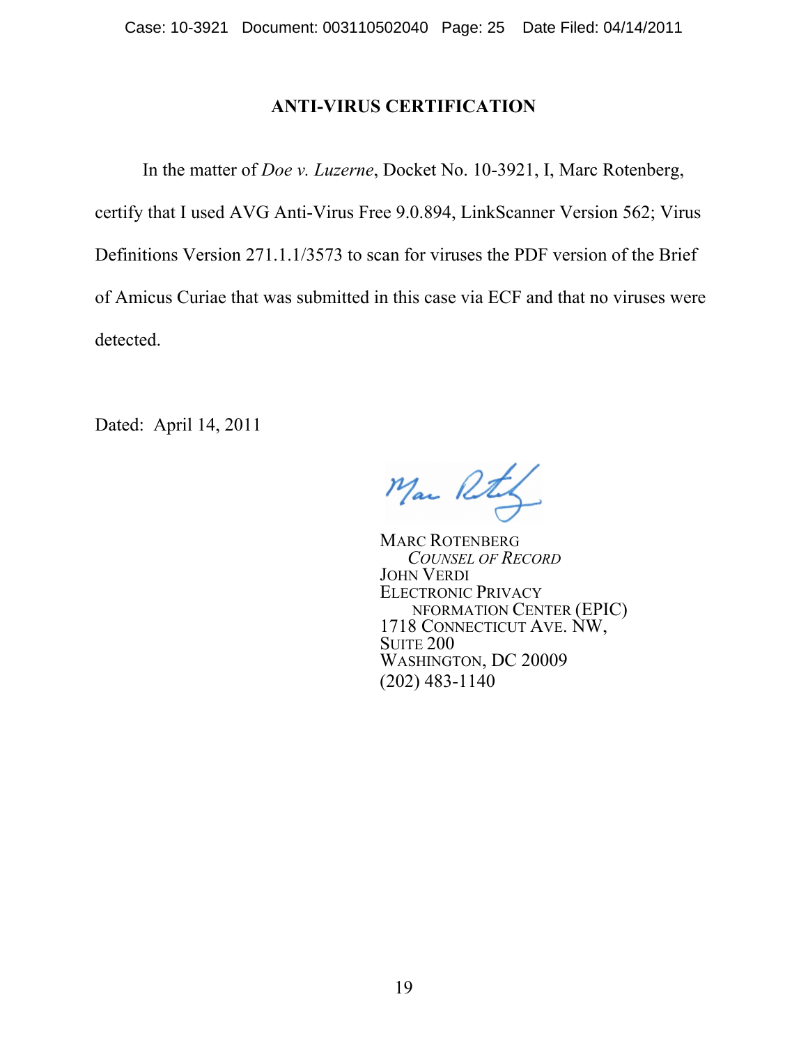## ANTI-VIRUS CERTIFICATION

In the matter of *Doe v. Luzerne*, Docket No. 10-3921, I, Marc Rotenberg, certify that I used AVG Anti-Virus Free 9.0.894, LinkScanner Version 562; Virus Definitions Version 271.1.1/3573 to scan for viruses the PDF version of the Brief of Amicus Curiae that was submitted in this case via ECF and that no viruses were detected.

Dated: April 14, 2011

MARC ROTENBERG
*COUNSEL OF RECORD*
JOHN VERDI
ELECTRONIC PRIVACY
NFORMATION CENTER (EPIC)
1718 CONNECTICUT AVE. NW,
SUITE 200
WASHINGTON, DC 20009
(202) 483-1140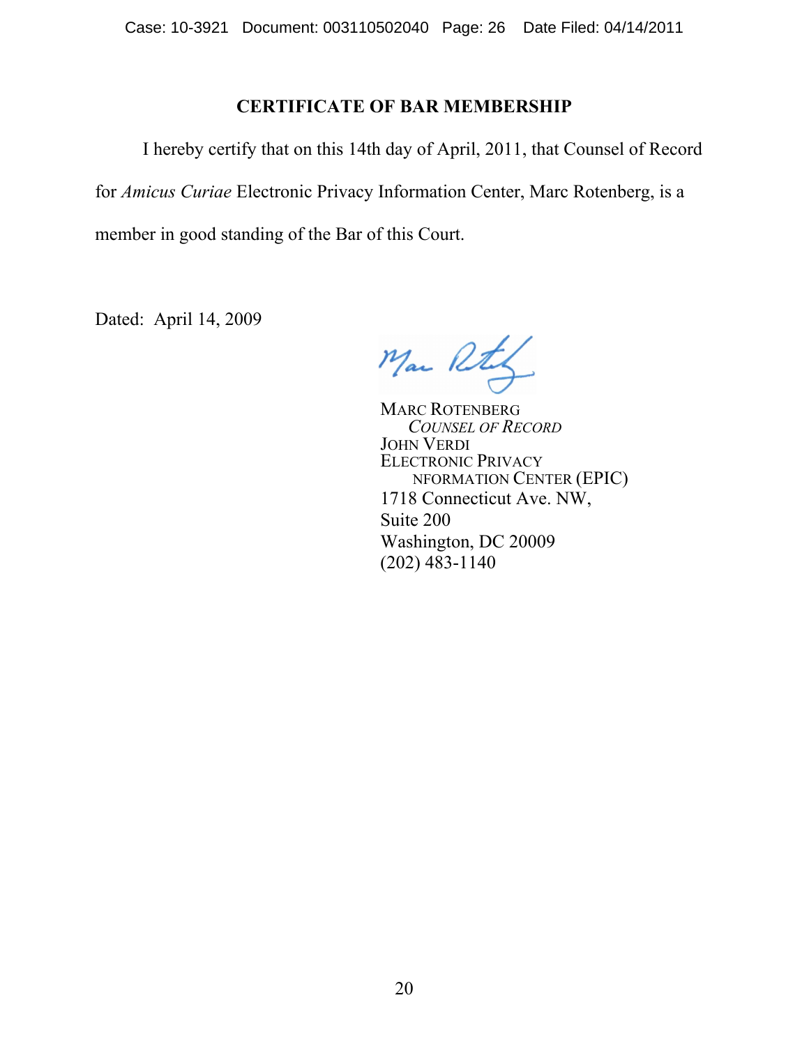## CERTIFICATE OF BAR MEMBERSHIP

I hereby certify that on this 14th day of April, 2011, that Counsel of Record for *Amicus Curiae* Electronic Privacy Information Center, Marc Rotenberg, is a member in good standing of the Bar of this Court.

Dated: April 14, 2009

MARC ROTENBERG  
*COUNSEL OF RECORD*  
JOHN VERDI  
ELECTRONIC PRIVACY  
NFORMATION CENTER (EPIC)  
1718 Connecticut Ave. NW,  
Suite 200  
Washington, DC 20009  
(202) 483-1140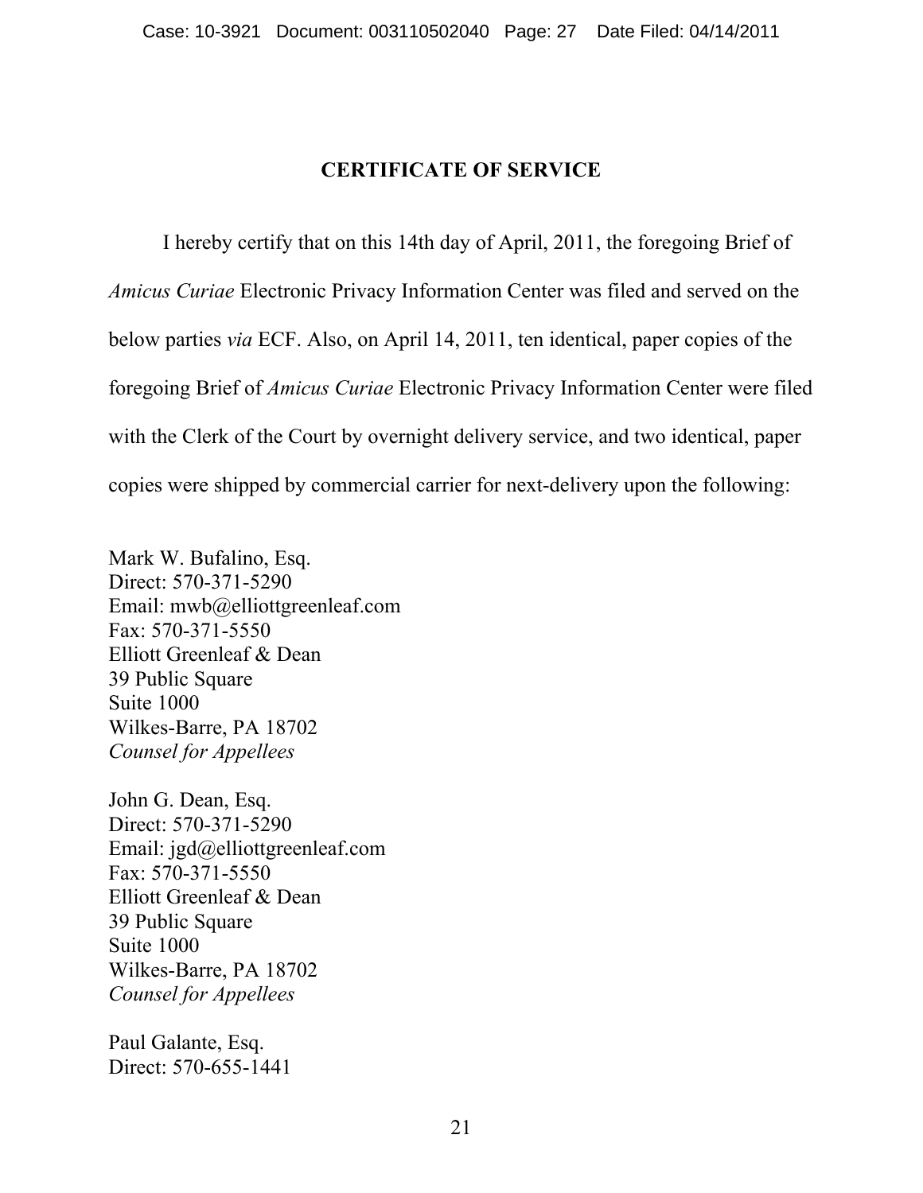## CERTIFICATE OF SERVICE

I hereby certify that on this 14th day of April, 2011, the foregoing Brief of *Amicus Curiae* Electronic Privacy Information Center was filed and served on the below parties *via* ECF. Also, on April 14, 2011, ten identical, paper copies of the foregoing Brief of *Amicus Curiae* Electronic Privacy Information Center were filed with the Clerk of the Court by overnight delivery service, and two identical, paper copies were shipped by commercial carrier for next-delivery upon the following:

Mark W. Bufalino, Esq.
Direct: 570-371-5290
Email: mwb@elliottgreenleaf.com
Fax: 570-371-5550
Elliott Greenleaf & Dean
39 Public Square
Suite 1000
Wilkes-Barre, PA 18702
*Counsel for Appellees*

John G. Dean, Esq.
Direct: 570-371-5290
Email: jgd@elliottgreenleaf.com
Fax: 570-371-5550
Elliott Greenleaf & Dean
39 Public Square
Suite 1000
Wilkes-Barre, PA 18702
*Counsel for Appellees*

Paul Galante, Esq.
Direct: 570-655-1441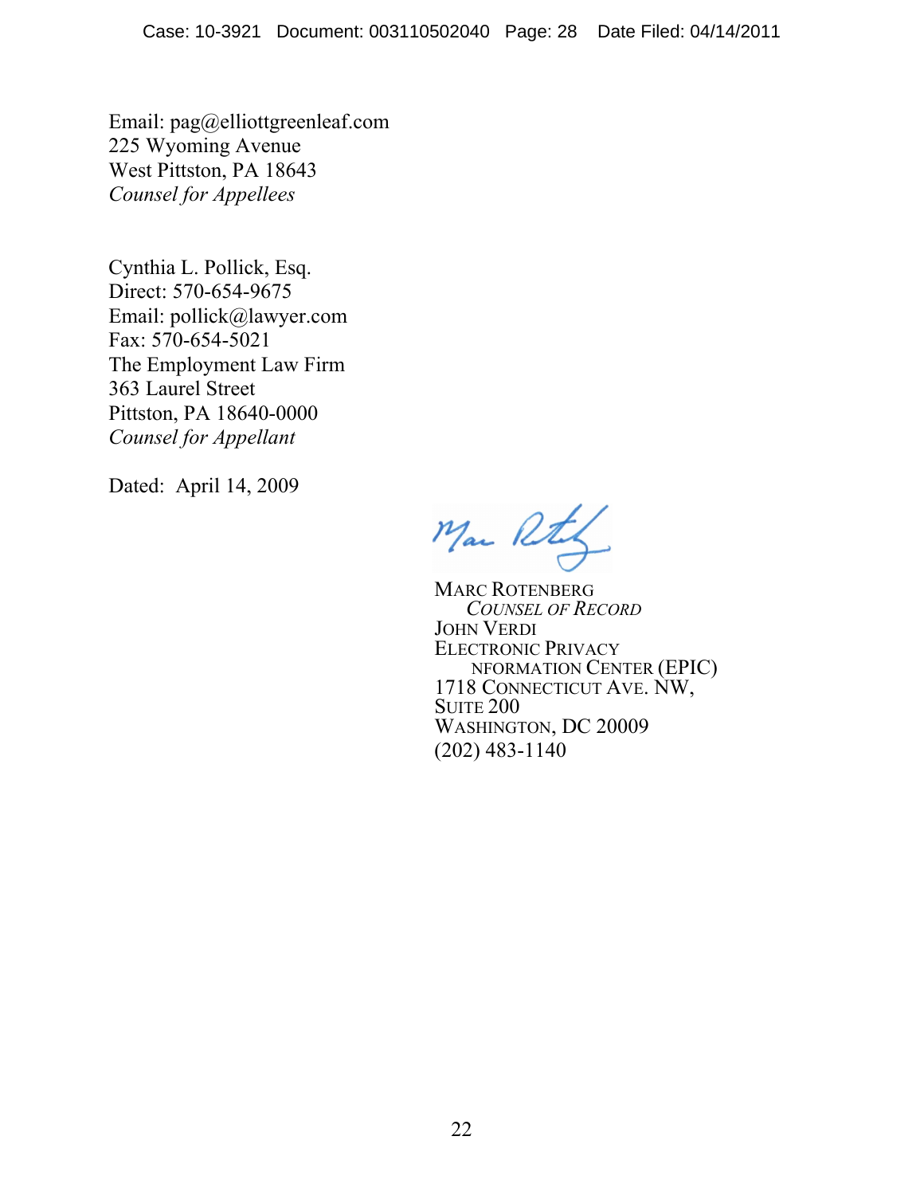Email: pag@elliottgreenleaf.com
225 Wyoming Avenue
West Pittston, PA 18643
*Counsel for Appellees*

Cynthia L. Pollick, Esq.
Direct: 570-654-9675
Email: pollick@lawyer.com
Fax: 570-654-5021
The Employment Law Firm
363 Laurel Street
Pittston, PA 18640-0000
*Counsel for Appellant*

Dated: April 14, 2009

MARC ROTENBERG
*COUNSEL OF RECORD*
JOHN VERDI
ELECTRONIC PRIVACY
NFORMATION CENTER (EPIC)
1718 CONNECTICUT AVE. NW,
SUITE 200
WASHINGTON, DC 20009
(202) 483-1140